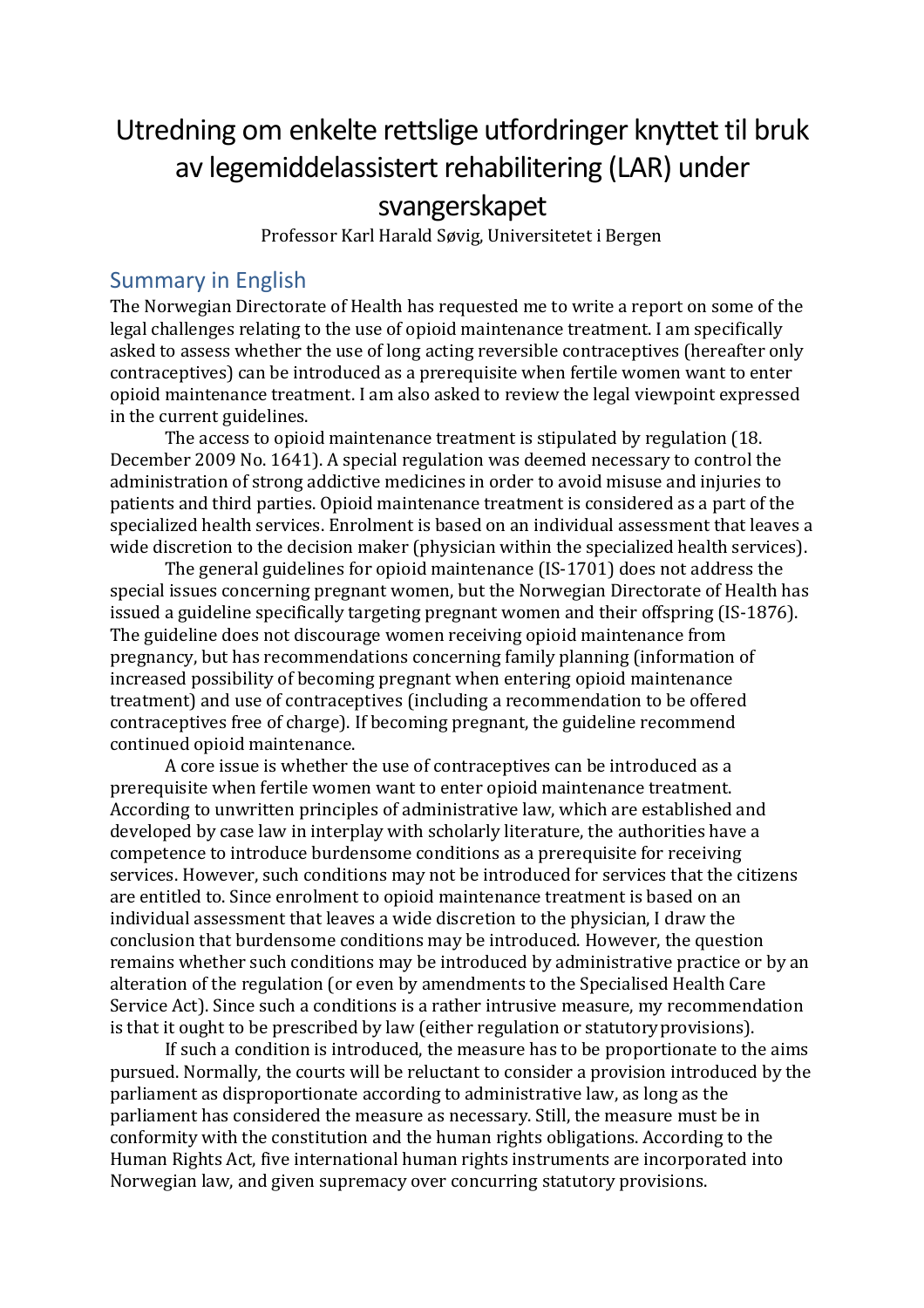# Utredning om enkelte rettslige utfordringer knyttet til bruk av legemiddelassistert rehabilitering (LAR) under svangerskapet

Professor Karl Harald Søvig, Universitetet i Bergen

## Summary in English

The Norwegian Directorate of Health has requested me to write a report on some of the legal challenges relating to the use of opioid maintenance treatment. I am specifically asked to assess whether the use of long acting reversible contraceptives (hereafter only contraceptives) can be introduced as a prerequisite when fertile women want to enter opioid maintenance treatment. I am also asked to review the legal viewpoint expressed in the current guidelines.

The access to opioid maintenance treatment is stipulated by regulation (18. December 2009 No. 1641). A special regulation was deemed necessary to control the administration of strong addictive medicines in order to avoid misuse and injuries to patients and third parties. Opioid maintenance treatment is considered as a part of the specialized health services. Enrolment is based on an individual assessment that leaves a wide discretion to the decision maker (physician within the specialized health services).

The general guidelines for opioid maintenance (IS-1701) does not address the special issues concerning pregnant women, but the Norwegian Directorate of Health has issued a guideline specifically targeting pregnant women and their offspring (IS-1876). The guideline does not discourage women receiving opioid maintenance from pregnancy, but has recommendations concerning family planning (information of increased possibility of becoming pregnant when entering opioid maintenance treatment) and use of contraceptives (including a recommendation to be offered contraceptives free of charge). If becoming pregnant, the guideline recommend continued opioid maintenance.

A core issue is whether the use of contraceptives can be introduced as a prerequisite when fertile women want to enter opioid maintenance treatment. According to unwritten principles of administrative law, which are established and developed by case law in interplay with scholarly literature, the authorities have a competence to introduce burdensome conditions as a prerequisite for receiving services. However, such conditions may not be introduced for services that the citizens are entitled to. Since enrolment to opioid maintenance treatment is based on an individual assessment that leaves a wide discretion to the physician, I draw the conclusion that burdensome conditions may be introduced. However, the question remains whether such conditions may be introduced by administrative practice or by an alteration of the regulation (or even by amendments to the Specialised Health Care Service Act). Since such a conditions is a rather intrusive measure, my recommendation is that it ought to be prescribed by law (either regulation or statutory provisions).

If such a condition is introduced, the measure has to be proportionate to the aims pursued. Normally, the courts will be reluctant to consider a provision introduced by the parliament as disproportionate according to administrative law, as long as the parliament has considered the measure as necessary. Still, the measure must be in conformity with the constitution and the human rights obligations. According to the Human Rights Act, five international human rights instruments are incorporated into Norwegian law, and given supremacy over concurring statutory provisions.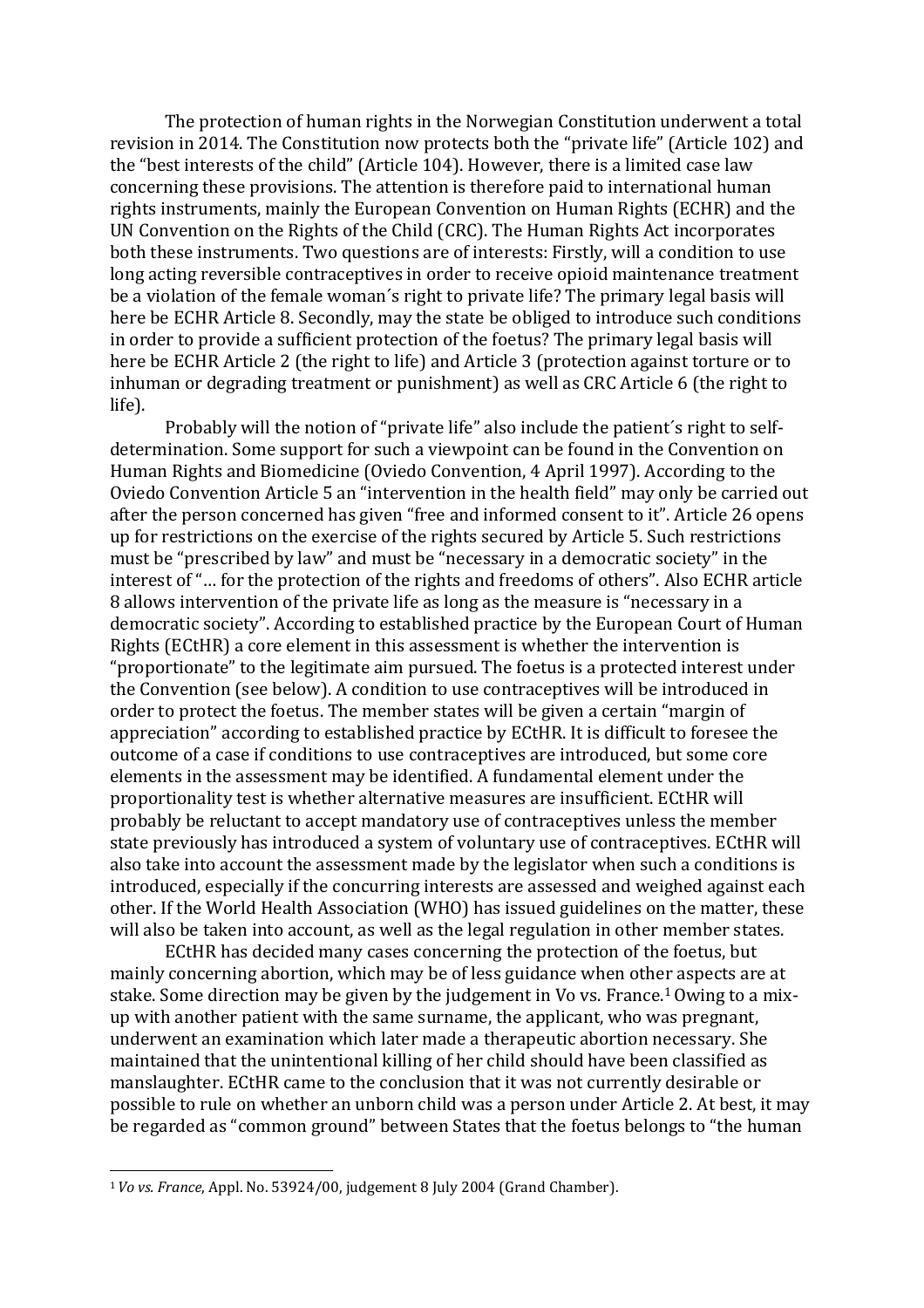The protection of human rights in the Norwegian Constitution underwent a total revision in 2014. The Constitution now protects both the "private life" (Article 102) and the "best interests of the child" (Article 104). However, there is a limited case law concerning these provisions. The attention is therefore paid to international human rights instruments, mainly the European Convention on Human Rights (ECHR) and the UN Convention on the Rights of the Child (CRC). The Human Rights Act incorporates both these instruments. Two questions are of interests: Firstly, will a condition to use long acting reversible contraceptives in order to receive opioid maintenance treatment be a violation of the female woman´s right to private life? The primary legal basis will here be ECHR Article 8. Secondly, may the state be obliged to introduce such conditions in order to provide a sufficient protection of the foetus? The primary legal basis will here be ECHR Article 2 (the right to life) and Article 3 (protection against torture or to inhuman or degrading treatment or punishment) as well as CRC Article 6 (the right to life).

Probably will the notion of "private life" also include the patient´s right to self-determination. Some support for such a viewpoint can be found in the Convention on Human Rights and Biomedicine (Oviedo Convention, 4 April 1997). According to the Oviedo Convention Article 5 an "intervention in the health field" may only be carried out after the person concerned has given "free and informed consent to it". Article 26 opens up for restrictions on the exercise of the rights secured by Article 5. Such restrictions must be "prescribed by law" and must be "necessary in a democratic society" in the interest of "… for the protection of the rights and freedoms of others". Also ECHR article 8 allows intervention of the private life as long as the measure is "necessary in a democratic society". According to established practice by the European Court of Human Rights (ECtHR) a core element in this assessment is whether the intervention is "proportionate" to the legitimate aim pursued. The foetus is a protected interest under the Convention (see below). A condition to use contraceptives will be introduced in order to protect the foetus. The member states will be given a certain "margin of appreciation" according to established practice by ECtHR. It is difficult to foresee the outcome of a case if conditions to use contraceptives are introduced, but some core elements in the assessment may be identified. A fundamental element under the proportionality test is whether alternative measures are insufficient. ECtHR will probably be reluctant to accept mandatory use of contraceptives unless the member state previously has introduced a system of voluntary use of contraceptives. ECtHR will also take into account the assessment made by the legislator when such a conditions is introduced, especially if the concurring interests are assessed and weighed against each other. If the World Health Association (WHO) has issued guidelines on the matter, these will also be taken into account, as well as the legal regulation in other member states.

ECtHR has decided many cases concerning the protection of the foetus, but mainly concerning abortion, which may be of less guidance when other aspects are at stake. Some direction may be given by the judgement in Vo vs. France.[1] Owing to a mix-up with another patient with the same surname, the applicant, who was pregnant, underwent an examination which later made a therapeutic abortion necessary. She maintained that the unintentional killing of her child should have been classified as manslaughter. ECtHR came to the conclusion that it was not currently desirable or possible to rule on whether an unborn child was a person under Article 2. At best, it may be regarded as "common ground" between States that the foetus belongs to "the human

[1] *Vo vs. France*, Appl. No. 53924/00, judgement 8 July 2004 (Grand Chamber).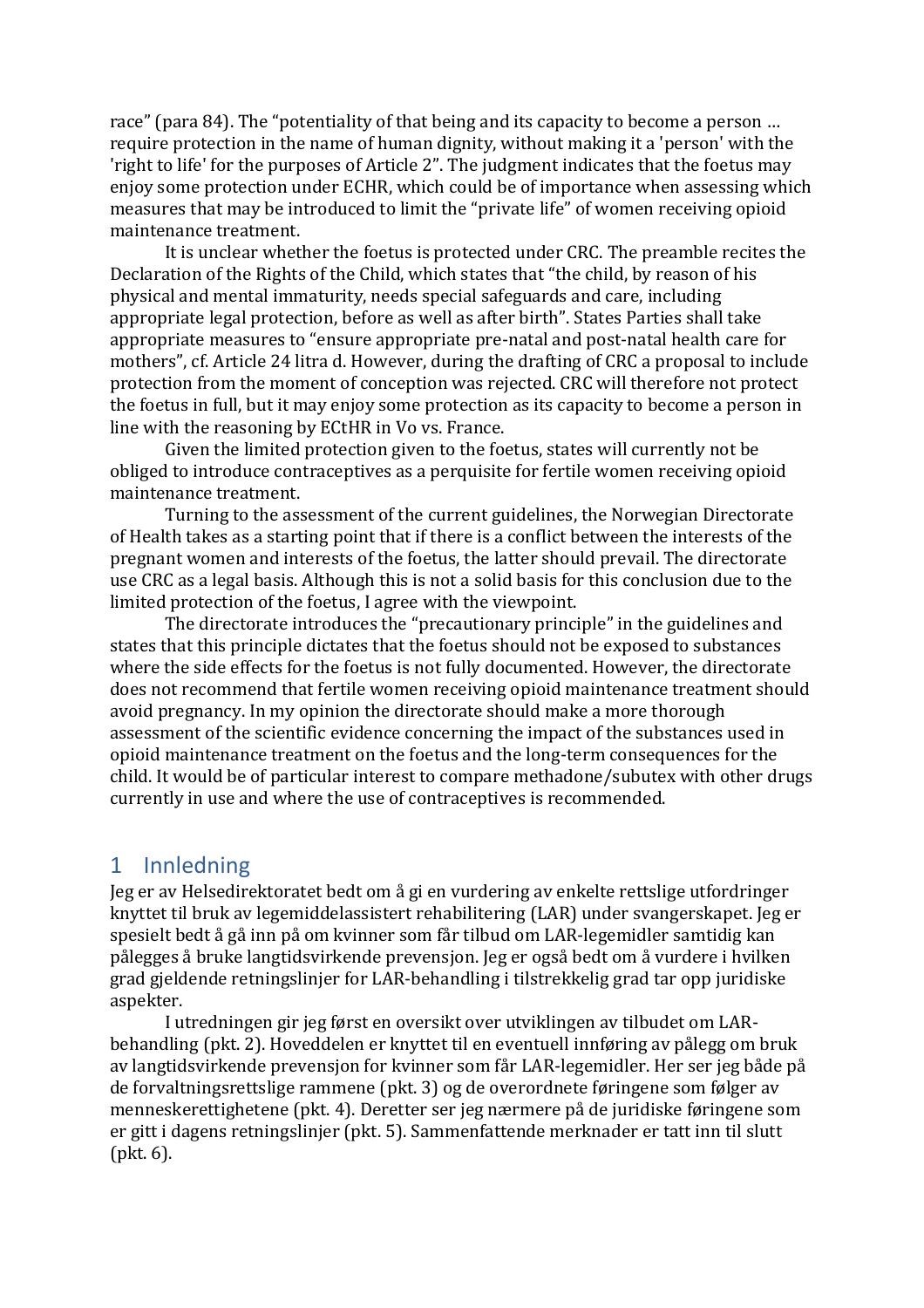race" (para 84). The "potentiality of that being and its capacity to become a person … require protection in the name of human dignity, without making it a 'person' with the 'right to life' for the purposes of Article 2". The judgment indicates that the foetus may enjoy some protection under ECHR, which could be of importance when assessing which measures that may be introduced to limit the "private life" of women receiving opioid maintenance treatment.

It is unclear whether the foetus is protected under CRC. The preamble recites the Declaration of the Rights of the Child, which states that "the child, by reason of his physical and mental immaturity, needs special safeguards and care, including appropriate legal protection, before as well as after birth". States Parties shall take appropriate measures to "ensure appropriate pre-natal and post-natal health care for mothers", cf. Article 24 litra d. However, during the drafting of CRC a proposal to include protection from the moment of conception was rejected. CRC will therefore not protect the foetus in full, but it may enjoy some protection as its capacity to become a person in line with the reasoning by ECtHR in Vo vs. France.

Given the limited protection given to the foetus, states will currently not be obliged to introduce contraceptives as a perquisite for fertile women receiving opioid maintenance treatment.

Turning to the assessment of the current guidelines, the Norwegian Directorate of Health takes as a starting point that if there is a conflict between the interests of the pregnant women and interests of the foetus, the latter should prevail. The directorate use CRC as a legal basis. Although this is not a solid basis for this conclusion due to the limited protection of the foetus, I agree with the viewpoint.

The directorate introduces the "precautionary principle" in the guidelines and states that this principle dictates that the foetus should not be exposed to substances where the side effects for the foetus is not fully documented. However, the directorate does not recommend that fertile women receiving opioid maintenance treatment should avoid pregnancy. In my opinion the directorate should make a more thorough assessment of the scientific evidence concerning the impact of the substances used in opioid maintenance treatment on the foetus and the long-term consequences for the child. It would be of particular interest to compare methadone/subutex with other drugs currently in use and where the use of contraceptives is recommended.

# 1 Innledning

Jeg er av Helsedirektoratet bedt om å gi en vurdering av enkelte rettslige utfordringer knyttet til bruk av legemiddelassistert rehabilitering (LAR) under svangerskapet. Jeg er spesielt bedt å gå inn på om kvinner som får tilbud om LAR-legemidler samtidig kan pålegges å bruke langtidsvirkende prevensjon. Jeg er også bedt om å vurdere i hvilken grad gjeldende retningslinjer for LAR-behandling i tilstrekkelig grad tar opp juridiske aspekter.

I utredningen gir jeg først en oversikt over utviklingen av tilbudet om LAR-behandling (pkt. 2). Hoveddelen er knyttet til en eventuell innføring av pålegg om bruk av langtidsvirkende prevensjon for kvinner som får LAR-legemidler. Her ser jeg både på de forvaltningsrettslige rammene (pkt. 3) og de overordnete føringene som følger av menneskerettighetene (pkt. 4). Deretter ser jeg nærmere på de juridiske føringene som er gitt i dagens retningslinjer (pkt. 5). Sammenfattende merknader er tatt inn til slutt (pkt. 6).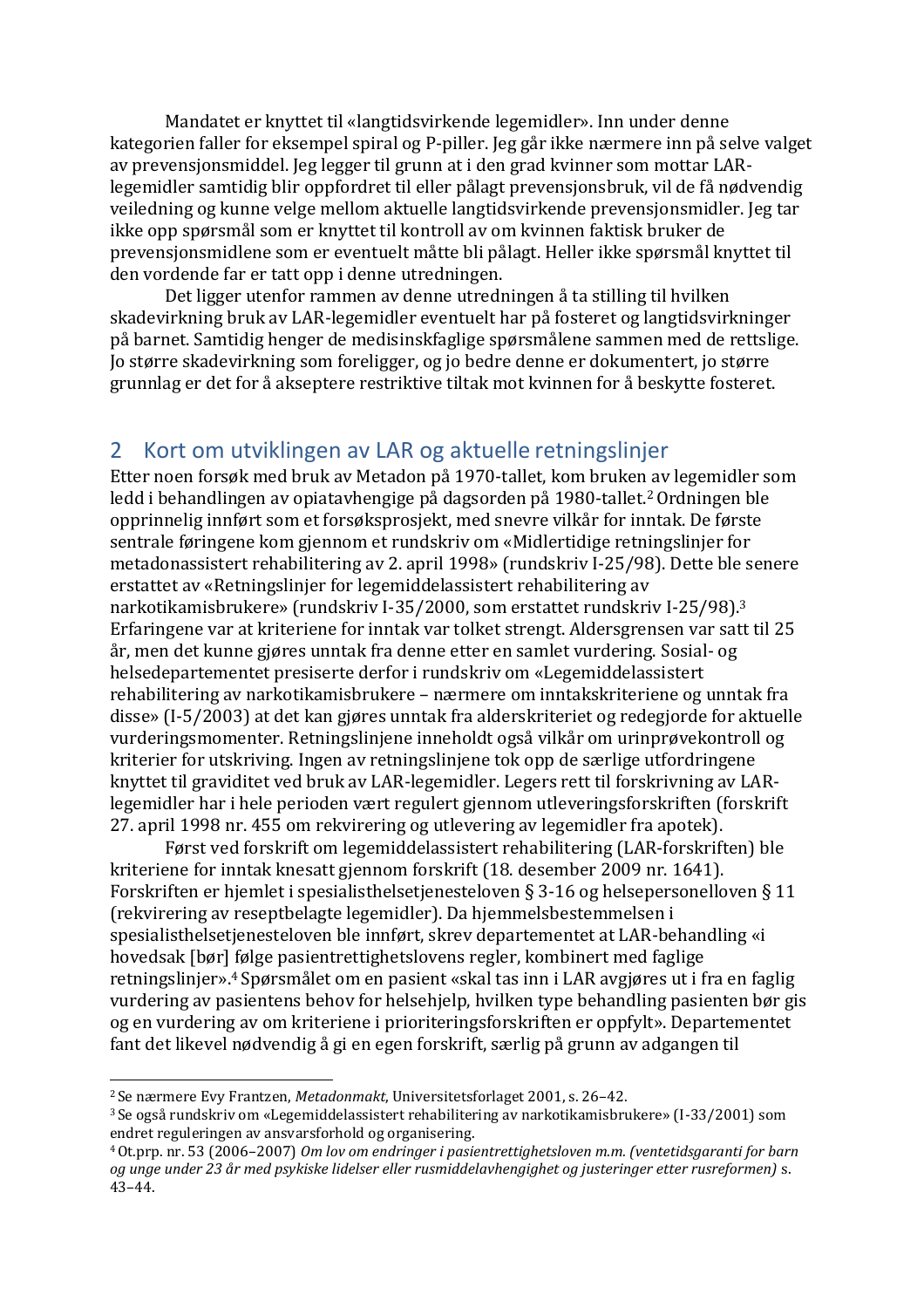Mandatet er knyttet til «langtidsvirkende legemidler». Inn under denne kategorien faller for eksempel spiral og P-piller. Jeg går ikke nærmere inn på selve valget av prevensjonsmiddel. Jeg legger til grunn at i den grad kvinner som mottar LAR-legemidler samtidig blir oppfordret til eller pålagt prevensjonsbruk, vil de få nødvendig veiledning og kunne velge mellom aktuelle langtidsvirkende prevensjonsmidler. Jeg tar ikke opp spørsmål som er knyttet til kontroll av om kvinnen faktisk bruker de prevensjonsmidlene som er eventuelt måtte bli pålagt. Heller ikke spørsmål knyttet til den vordende far er tatt opp i denne utredningen.

Det ligger utenfor rammen av denne utredningen å ta stilling til hvilken skadevirkning bruk av LAR-legemidler eventuelt har på fosteret og langtidsvirkninger på barnet. Samtidig henger de medisinskfaglige spørsmålene sammen med de rettslige. Jo større skadevirkning som foreligger, og jo bedre denne er dokumentert, jo større grunnlag er det for å akseptere restriktive tiltak mot kvinnen for å beskytte fosteret.

## 2 Kort om utviklingen av LAR og aktuelle retningslinjer

Etter noen forsøk med bruk av Metadon på 1970-tallet, kom bruken av legemidler som ledd i behandlingen av opiatavhengige på dagsorden på 1980-tallet.[2] Ordningen ble opprinnelig innført som et forsøksprosjekt, med snevre vilkår for inntak. De første sentrale føringene kom gjennom et rundskriv om «Midlertidige retningslinjer for metadonassistert rehabilitering av 2. april 1998» (rundskriv I-25/98). Dette ble senere erstattet av «Retningslinjer for legemiddelassistert rehabilitering av narkotikamisbrukere» (rundskriv I-35/2000, som erstattet rundskriv I-25/98).[3] Erfaringene var at kriteriene for inntak var tolket strengt. Aldersgrensen var satt til 25 år, men det kunne gjøres unntak fra denne etter en samlet vurdering. Sosial- og helsedepartementet presiserte derfor i rundskriv om «Legemiddelassistert rehabilitering av narkotikamisbrukere – nærmere om inntakskriteriene og unntak fra disse» (I-5/2003) at det kan gjøres unntak fra alderskriteriet og redegjorde for aktuelle vurderingsmomenter. Retningslinjene inneholdt også vilkår om urinprøvekontroll og kriterier for utskriving. Ingen av retningslinjene tok opp de særlige utfordringene knyttet til graviditet ved bruk av LAR-legemidler. Legers rett til forskrivning av LAR-legemidler har i hele perioden vært regulert gjennom utleveringsforskriften (forskrift 27. april 1998 nr. 455 om rekvirering og utlevering av legemidler fra apotek).

Først ved forskrift om legemiddelassistert rehabilitering (LAR-forskriften) ble kriteriene for inntak knesatt gjennom forskrift (18. desember 2009 nr. 1641). Forskriften er hjemlet i spesialisthelsetjenesteloven § 3-16 og helsepersonelloven § 11 (rekvirering av reseptbelagte legemidler). Da hjemmelsbestemmelsen i spesialisthelsetjenesteloven ble innført, skrev departementet at LAR-behandling «i hovedsak [bør] følge pasientrettighetslovens regler, kombinert med faglige retningslinjer».[4] Spørsmålet om en pasient «skal tas inn i LAR avgjøres ut i fra en faglig vurdering av pasientens behov for helsehjelp, hvilken type behandling pasienten bør gis og en vurdering av om kriteriene i prioriteringsforskriften er oppfylt». Departementet fant det likevel nødvendig å gi en egen forskrift, særlig på grunn av adgangen til

---

[2] Se nærmere Evy Frantzen, *Metadonmakt*, Universitetsforlaget 2001, s. 26–42.

[3] Se også rundskriv om «Legemiddelassistert rehabilitering av narkotikamisbrukere» (I-33/2001) som endret reguleringen av ansvarsforhold og organisering.

[4] Ot.prp. nr. 53 (2006–2007) *Om lov om endringer i pasientrettighetsloven m.m. (ventetidsgaranti for barn og unge under 23 år med psykiske lidelser eller rusmiddelavhengighet og justeringer etter rusreformen)* s. 43–44.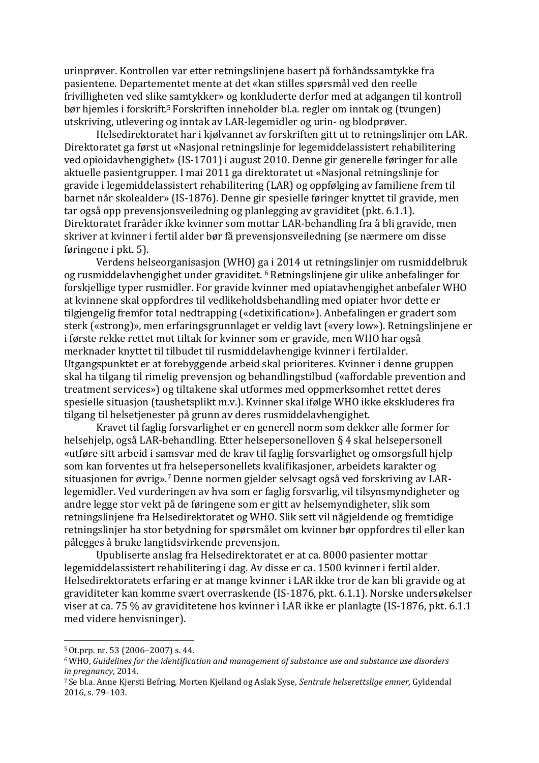urinprøver. Kontrollen var etter retningslinjene basert på forhåndssamtykke fra pasientene. Departementet mente at det «kan stilles spørsmål ved den reelle frivilligheten ved slike samtykker» og konkluderte derfor med at adgangen til kontroll bør hjemles i forskrift.[5] Forskriften inneholder bl.a. regler om inntak og (tvungen) utskriving, utlevering og inntak av LAR-legemidler og urin- og blodprøver.

Helsedirektoratet har i kjølvannet av forskriften gitt ut to retningslinjer om LAR. Direktoratet ga først ut «Nasjonal retningslinje for legemiddelassistert rehabilitering ved opioidavhengighet» (IS-1701) i august 2010. Denne gir generelle føringer for alle aktuelle pasientgrupper. I mai 2011 ga direktoratet ut «Nasjonal retningslinje for gravide i legemiddelassistert rehabilitering (LAR) og oppfølging av familiene frem til barnet når skolealder» (IS-1876). Denne gir spesielle føringer knyttet til gravide, men tar også opp prevensjonsveiledning og planlegging av graviditet (pkt. 6.1.1). Direktoratet fraråder ikke kvinner som mottar LAR-behandling fra å bli gravide, men skriver at kvinner i fertil alder bør få prevensjonsveiledning (se nærmere om disse føringene i pkt. 5).

Verdens helseorganisasjon (WHO) ga i 2014 ut retningslinjer om rusmiddelbruk og rusmiddelavhengighet under graviditet.[6] Retningslinjene gir ulike anbefalinger for forskjellige typer rusmidler. For gravide kvinner med opiatavhengighet anbefaler WHO at kvinnene skal oppfordres til vedlikeholdsbehandling med opiater hvor dette er tilgjengelig fremfor total nedtrapping («detixification»). Anbefalingen er gradert som sterk («strong»), men erfaringsgrunnlaget er veldig lavt («very low»). Retningslinjene er i første rekke rettet mot tiltak for kvinner som er gravide, men WHO har også merknader knyttet til tilbudet til rusmiddelavhengige kvinner i fertilalder. Utgangspunktet er at forebyggende arbeid skal prioriteres. Kvinner i denne gruppen skal ha tilgang til rimelig prevensjon og behandlingstilbud («affordable prevention and treatment services») og tiltakene skal utformes med oppmerksomhet rettet deres spesielle situasjon (taushetsplikt m.v.). Kvinner skal ifølge WHO ikke ekskluderes fra tilgang til helsetjenester på grunn av deres rusmiddelavhengighet.

Kravet til faglig forsvarlighet er en generell norm som dekker alle former for helsehjelp, også LAR-behandling. Etter helsepersonelloven § 4 skal helsepersonell «utføre sitt arbeid i samsvar med de krav til faglig forsvarlighet og omsorgsfull hjelp som kan forventes ut fra helsepersonellets kvalifikasjoner, arbeidets karakter og situasjonen for øvrig».[7] Denne normen gjelder selvsagt også ved forskriving av LAR-legemidler. Ved vurderingen av hva som er faglig forsvarlig, vil tilsynsmyndigheter og andre legge stor vekt på de føringene som er gitt av helsemyndigheter, slik som retningslinjene fra Helsedirektoratet og WHO. Slik sett vil någjeldende og fremtidige retningslinjer ha stor betydning for spørsmålet om kvinner bør oppfordres til eller kan pålegges å bruke langtidsvirkende prevensjon.

Upubliserte anslag fra Helsedirektoratet er at ca. 8000 pasienter mottar legemiddelassistert rehabilitering i dag. Av disse er ca. 1500 kvinner i fertil alder. Helsedirektoratets erfaring er at mange kvinner i LAR ikke tror de kan bli gravide og at graviditeter kan komme svært overraskende (IS-1876, pkt. 6.1.1). Norske undersøkelser viser at ca. 75 % av graviditetene hos kvinner i LAR ikke er planlagte (IS-1876, pkt. 6.1.1 med videre henvisninger).

---

[5] Ot.prp. nr. 53 (2006–2007) s. 44.

[6] WHO, *Guidelines for the identification and management of substance use and substance use disorders in pregnancy*, 2014.

[7] Se bl.a. Anne Kjersti Befring, Morten Kjelland og Aslak Syse, *Sentrale helserettslige emner,* Gyldendal 2016, s. 79–103.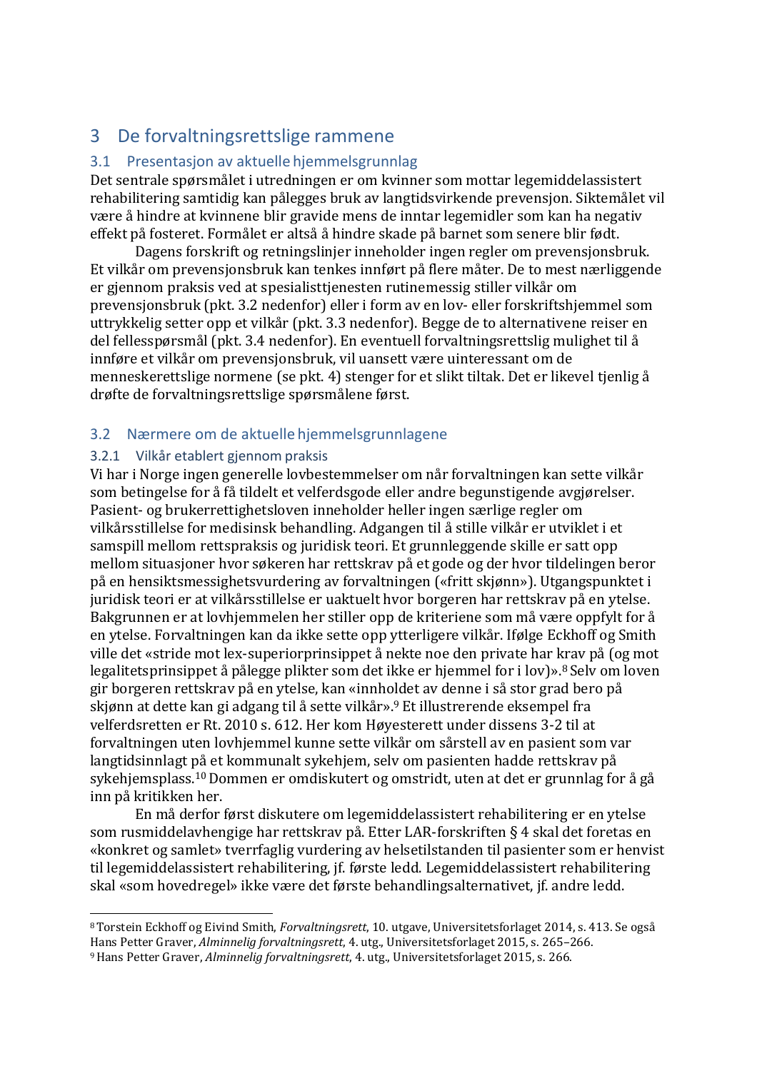# 3 De forvaltningsrettslige rammene

## 3.1 Presentasjon av aktuelle hjemmelsgrunnlag

Det sentrale spørsmålet i utredningen er om kvinner som mottar legemiddelassistert rehabilitering samtidig kan pålegges bruk av langtidsvirkende prevensjon. Siktemålet vil være å hindre at kvinnene blir gravide mens de inntar legemidler som kan ha negativ effekt på fosteret. Formålet er altså å hindre skade på barnet som senere blir født.

Dagens forskrift og retningslinjer inneholder ingen regler om prevensjonsbruk. Et vilkår om prevensjonsbruk kan tenkes innført på flere måter. De to mest nærliggende er gjennom praksis ved at spesialisttjenesten rutinemessig stiller vilkår om prevensjonsbruk (pkt. 3.2 nedenfor) eller i form av en lov- eller forskriftshjemmel som uttrykkelig setter opp et vilkår (pkt. 3.3 nedenfor). Begge de to alternativene reiser en del fellesspørsmål (pkt. 3.4 nedenfor). En eventuell forvaltningsrettslig mulighet til å innføre et vilkår om prevensjonsbruk, vil uansett være uinteressant om de menneskerettslige normene (se pkt. 4) stenger for et slikt tiltak. Det er likevel tjenlig å drøfte de forvaltningsrettslige spørsmålene først.

## 3.2 Nærmere om de aktuelle hjemmelsgrunnlagene

### 3.2.1 Vilkår etablert gjennom praksis

Vi har i Norge ingen generelle lovbestemmelser om når forvaltningen kan sette vilkår som betingelse for å få tildelt et velferdsgode eller andre begunstigende avgjørelser. Pasient- og brukerrettighetsloven inneholder heller ingen særlige regler om vilkårsstillelse for medisinsk behandling. Adgangen til å stille vilkår er utviklet i et samspill mellom rettspraksis og juridisk teori. Et grunnleggende skille er satt opp mellom situasjoner hvor søkeren har rettskrav på et gode og der hvor tildelingen beror på en hensiktsmessighetsvurdering av forvaltningen («fritt skjønn»). Utgangspunktet i juridisk teori er at vilkårsstillelse er uaktuelt hvor borgeren har rettskrav på en ytelse. Bakgrunnen er at lovhjemmelen her stiller opp de kriteriene som må være oppfylt for å en ytelse. Forvaltningen kan da ikke sette opp ytterligere vilkår. Ifølge Eckhoff og Smith ville det «stride mot lex-superiorprinsippet å nekte noe den private har krav på (og mot legalitetsprinsippet å pålegge plikter som det ikke er hjemmel for i lov)».[8] Selv om loven gir borgeren rettskrav på en ytelse, kan «innholdet av denne i så stor grad bero på skjønn at dette kan gi adgang til å sette vilkår».[9] Et illustrerende eksempel fra velferdsretten er Rt. 2010 s. 612. Her kom Høyesterett under dissens 3-2 til at forvaltningen uten lovhjemmel kunne sette vilkår om sårstell av en pasient som var langtidsinnlagt på et kommunalt sykehjem, selv om pasienten hadde rettskrav på sykehjemsplass.[10] Dommen er omdiskutert og omstridt, uten at det er grunnlag for å gå inn på kritikken her.

En må derfor først diskutere om legemiddelassistert rehabilitering er en ytelse som rusmiddelavhengige har rettskrav på. Etter LAR-forskriften § 4 skal det foretas en «konkret og samlet» tverrfaglig vurdering av helsetilstanden til pasienter som er henvist til legemiddelassistert rehabilitering, jf. første ledd. Legemiddelassistert rehabilitering skal «som hovedregel» ikke være det første behandlingsalternativet, jf. andre ledd.

---

[8] Torstein Eckhoff og Eivind Smith, *Forvaltningsrett*, 10. utgave, Universitetsforlaget 2014, s. 413. Se også Hans Petter Graver, *Alminnelig forvaltningsrett*, 4. utg., Universitetsforlaget 2015, s. 265–266.

[9] Hans Petter Graver, *Alminnelig forvaltningsrett*, 4. utg., Universitetsforlaget 2015, s. 266.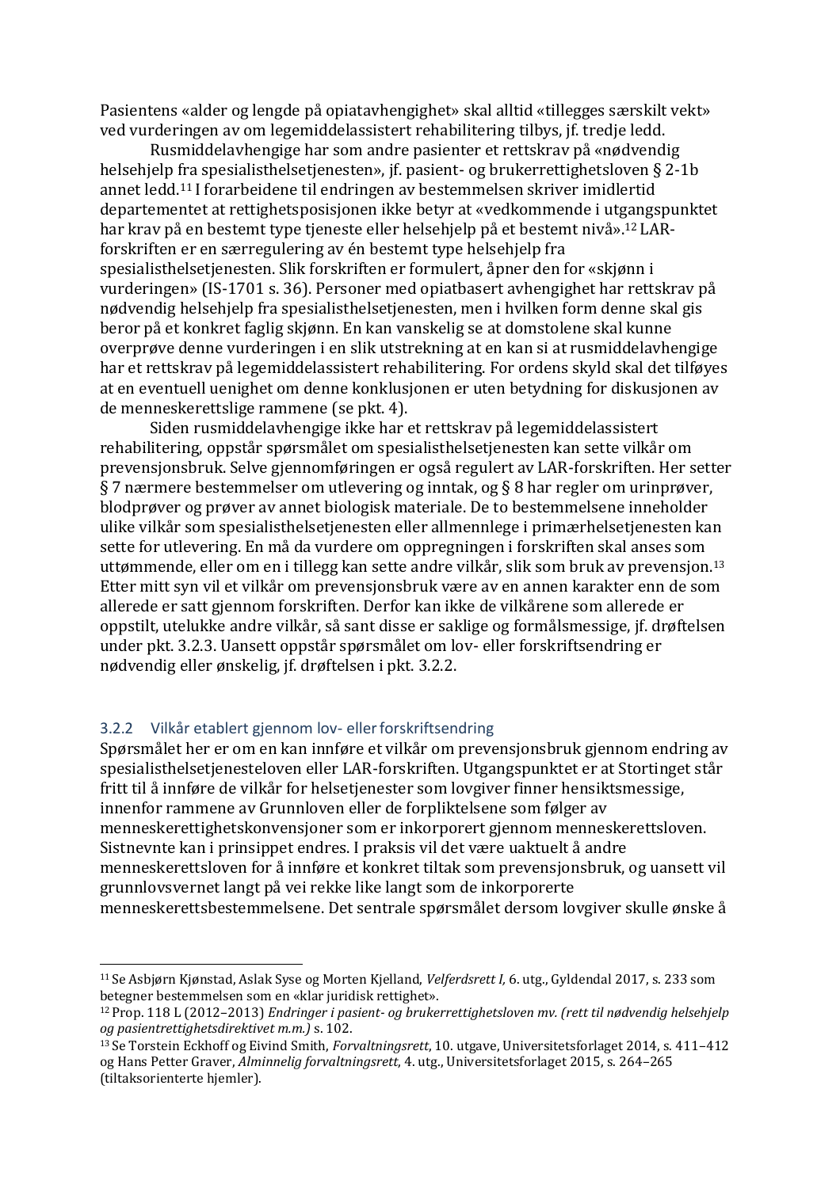Pasientens «alder og lengde på opiatavhengighet» skal alltid «tillegges særskilt vekt» ved vurderingen av om legemiddelassistert rehabilitering tilbys, jf. tredje ledd.

Rusmiddelavhengige har som andre pasienter et rettskrav på «nødvendig helsehjelp fra spesialisthelsetjenesten», jf. pasient- og brukerrettighetsloven § 2-1b annet ledd.[11] I forarbeidene til endringen av bestemmelsen skriver imidlertid departementet at rettighetsposisjonen ikke betyr at «vedkommende i utgangspunktet har krav på en bestemt type tjeneste eller helsehjelp på et bestemt nivå».[12] LAR-forskriften er en særregulering av én bestemt type helsehjelp fra spesialisthelsetjenesten. Slik forskriften er formulert, åpner den for «skjønn i vurderingen» (IS-1701 s. 36). Personer med opiatbasert avhengighet har rettskrav på nødvendig helsehjelp fra spesialisthelsetjenesten, men i hvilken form denne skal gis beror på et konkret faglig skjønn. En kan vanskelig se at domstolene skal kunne overprøve denne vurderingen i en slik utstrekning at en kan si at rusmiddelavhengige har et rettskrav på legemiddelassistert rehabilitering. For ordens skyld skal det tilføyes at en eventuell uenighet om denne konklusjonen er uten betydning for diskusjonen av de menneskerettslige rammene (se pkt. 4).

Siden rusmiddelavhengige ikke har et rettskrav på legemiddelassistert rehabilitering, oppstår spørsmålet om spesialisthelsetjenesten kan sette vilkår om prevensjonsbruk. Selve gjennomføringen er også regulert av LAR-forskriften. Her setter § 7 nærmere bestemmelser om utlevering og inntak, og § 8 har regler om urinprøver, blodprøver og prøver av annet biologisk materiale. De to bestemmelsene inneholder ulike vilkår som spesialisthelsetjenesten eller allmennlege i primærhelsetjenesten kan sette for utlevering. En må da vurdere om oppregningen i forskriften skal anses som uttømmende, eller om en i tillegg kan sette andre vilkår, slik som bruk av prevensjon.[13] Etter mitt syn vil et vilkår om prevensjonsbruk være av en annen karakter enn de som allerede er satt gjennom forskriften. Derfor kan ikke de vilkårene som allerede er oppstilt, utelukke andre vilkår, så sant disse er saklige og formålsmessige, jf. drøftelsen under pkt. 3.2.3. Uansett oppstår spørsmålet om lov- eller forskriftsendring er nødvendig eller ønskelig, jf. drøftelsen i pkt. 3.2.2.

### 3.2.2 Vilkår etablert gjennom lov- eller forskriftsendring

Spørsmålet her er om en kan innføre et vilkår om prevensjonsbruk gjennom endring av spesialisthelsetjenesteloven eller LAR-forskriften. Utgangspunktet er at Stortinget står fritt til å innføre de vilkår for helsetjenester som lovgiver finner hensiktsmessige, innenfor rammene av Grunnloven eller de forpliktelsene som følger av menneskerettighetskonvensjoner som er inkorporert gjennom menneskerettsloven. Sistnevnte kan i prinsippet endres. I praksis vil det være uaktuelt å andre menneskerettsloven for å innføre et konkret tiltak som prevensjonsbruk, og uansett vil grunnlovsvernet langt på vei rekke like langt som de inkorporerte menneskerettsbestemmelsene. Det sentrale spørsmålet dersom lovgiver skulle ønske å

---

[11] Se Asbjørn Kjønstad, Aslak Syse og Morten Kjelland, *Velferdsrett I,* 6. utg., Gyldendal 2017, s. 233 som betegner bestemmelsen som en «klar juridisk rettighet».

[12] Prop. 118 L (2012–2013) *Endringer i pasient- og brukerrettighetsloven mv. (rett til nødvendig helsehjelp og pasientrettighetsdirektivet m.m.)* s. 102.

[13] Se Torstein Eckhoff og Eivind Smith, *Forvaltningsrett*, 10. utgave, Universitetsforlaget 2014, s. 411–412 og Hans Petter Graver, *Alminnelig forvaltningsrett*, 4. utg., Universitetsforlaget 2015, s. 264–265 (tiltaksorienterte hjemler).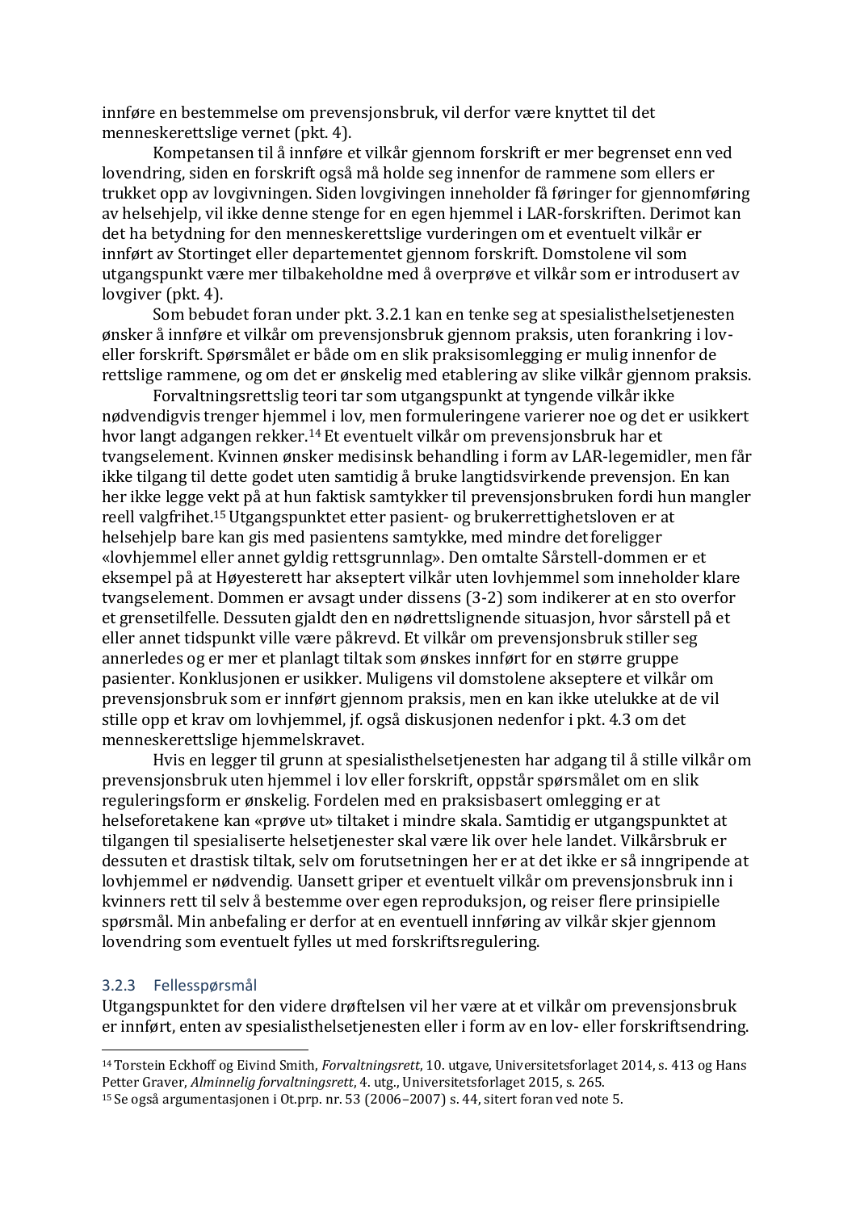innføre en bestemmelse om prevensjonsbruk, vil derfor være knyttet til det menneskerettslige vernet (pkt. 4).

Kompetansen til å innføre et vilkår gjennom forskrift er mer begrenset enn ved lovendring, siden en forskrift også må holde seg innenfor de rammene som ellers er trukket opp av lovgivningen. Siden lovgivingen inneholder få føringer for gjennomføring av helsehjelp, vil ikke denne stenge for en egen hjemmel i LAR-forskriften. Derimot kan det ha betydning for den menneskerettslige vurderingen om et eventuelt vilkår er innført av Stortinget eller departementet gjennom forskrift. Domstolene vil som utgangspunkt være mer tilbakeholdne med å overprøve et vilkår som er introdusert av lovgiver (pkt. 4).

Som bebudet foran under pkt. 3.2.1 kan en tenke seg at spesialisthelsetjenesten ønsker å innføre et vilkår om prevensjonsbruk gjennom praksis, uten forankring i lov- eller forskrift. Spørsmålet er både om en slik praksisomlegging er mulig innenfor de rettslige rammene, og om det er ønskelig med etablering av slike vilkår gjennom praksis.

Forvaltningsrettslig teori tar som utgangspunkt at tyngende vilkår ikke nødvendigvis trenger hjemmel i lov, men formuleringene varierer noe og det er usikkert hvor langt adgangen rekker.[14] Et eventuelt vilkår om prevensjonsbruk har et tvangselement. Kvinnen ønsker medisinsk behandling i form av LAR-legemidler, men får ikke tilgang til dette godet uten samtidig å bruke langtidsvirkende prevensjon. En kan her ikke legge vekt på at hun faktisk samtykker til prevensjonsbruken fordi hun mangler reell valgfrihet.[15] Utgangspunktet etter pasient- og brukerrettighetsloven er at helsehjelp bare kan gis med pasientens samtykke, med mindre det foreligger «lovhjemmel eller annet gyldig rettsgrunnlag». Den omtalte Sårstell-dommen er et eksempel på at Høyesterett har akseptert vilkår uten lovhjemmel som inneholder klare tvangselement. Dommen er avsagt under dissens (3-2) som indikerer at en sto overfor et grensetilfelle. Dessuten gjaldt den en nødrettslignende situasjon, hvor sårstell på et eller annet tidspunkt ville være påkrevd. Et vilkår om prevensjonsbruk stiller seg annerledes og er mer et planlagt tiltak som ønskes innført for en større gruppe pasienter. Konklusjonen er usikker. Muligens vil domstolene akseptere et vilkår om prevensjonsbruk som er innført gjennom praksis, men en kan ikke utelukke at de vil stille opp et krav om lovhjemmel, jf. også diskusjonen nedenfor i pkt. 4.3 om det menneskerettslige hjemmelskravet.

Hvis en legger til grunn at spesialisthelsetjenesten har adgang til å stille vilkår om prevensjonsbruk uten hjemmel i lov eller forskrift, oppstår spørsmålet om en slik reguleringsform er ønskelig. Fordelen med en praksisbasert omlegging er at helseforetakene kan «prøve ut» tiltaket i mindre skala. Samtidig er utgangspunktet at tilgangen til spesialiserte helsetjenester skal være lik over hele landet. Vilkårsbruk er dessuten et drastisk tiltak, selv om forutsetningen her er at det ikke er så inngripende at lovhjemmel er nødvendig. Uansett griper et eventuelt vilkår om prevensjonsbruk inn i kvinners rett til selv å bestemme over egen reproduksjon, og reiser flere prinsipielle spørsmål. Min anbefaling er derfor at en eventuell innføring av vilkår skjer gjennom lovendring som eventuelt fylles ut med forskriftsregulering.

### 3.2.3 Fellesspørsmål

Utgangspunktet for den videre drøftelsen vil her være at et vilkår om prevensjonsbruk er innført, enten av spesialisthelsetjenesten eller i form av en lov- eller forskriftsendring.

---

[14] Torstein Eckhoff og Eivind Smith, *Forvaltningsrett*, 10. utgave, Universitetsforlaget 2014, s. 413 og Hans Petter Graver, *Alminnelig forvaltningsrett*, 4. utg., Universitetsforlaget 2015, s. 265.

[15] Se også argumentasjonen i Ot.prp. nr. 53 (2006–2007) s. 44, sitert foran ved note 5.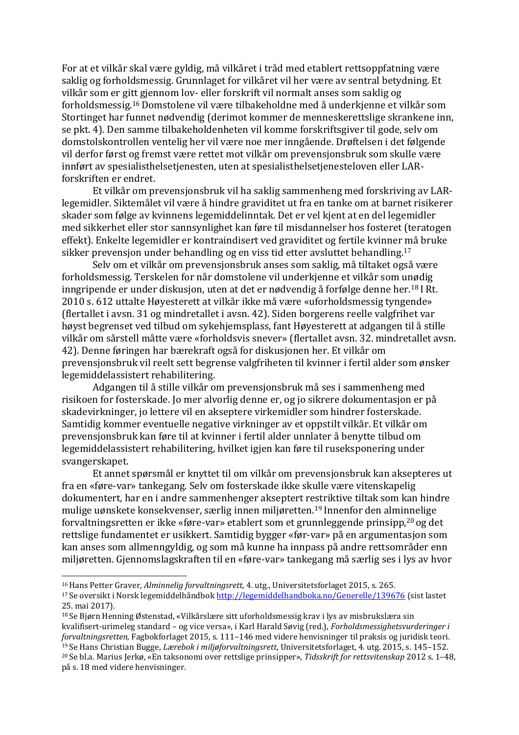For at et vilkår skal være gyldig, må vilkåret i tråd med etablert rettsoppfatning være saklig og forholdsmessig. Grunnlaget for vilkåret vil her være av sentral betydning. Et vilkår som er gitt gjennom lov- eller forskrift vil normalt anses som saklig og forholdsmessig.[16] Domstolene vil være tilbakeholdne med å underkjenne et vilkår som Stortinget har funnet nødvendig (derimot kommer de menneskerettslige skrankene inn, se pkt. 4). Den samme tilbakeholdenheten vil komme forskriftsgiver til gode, selv om domstolskontrollen ventelig her vil være noe mer inngående. Drøftelsen i det følgende vil derfor først og fremst være rettet mot vilkår om prevensjonsbruk som skulle være innført av spesialisthelsetjenesten, uten at spesialisthelsetjenesteloven eller LAR-forskriften er endret.

Et vilkår om prevensjonsbruk vil ha saklig sammenheng med forskriving av LAR-legemidler. Siktemålet vil være å hindre graviditet ut fra en tanke om at barnet risikerer skader som følge av kvinnens legemiddelinntak. Det er vel kjent at en del legemidler med sikkerhet eller stor sannsynlighet kan føre til misdannelser hos fosteret (teratogen effekt). Enkelte legemidler er kontraindisert ved graviditet og fertile kvinner må bruke sikker prevensjon under behandling og en viss tid etter avsluttet behandling.[17]

Selv om et vilkår om prevensjonsbruk anses som saklig, må tiltaket også være forholdsmessig. Terskelen for når domstolene vil underkjenne et vilkår som unødig inngripende er under diskusjon, uten at det er nødvendig å forfølge denne her.[18] I Rt. 2010 s. 612 uttalte Høyesterett at vilkår ikke må være «uforholdsmessig tyngende» (flertallet i avsn. 31 og mindretallet i avsn. 42). Siden borgerens reelle valgfrihet var høyst begrenset ved tilbud om sykehjemsplass, fant Høyesterett at adgangen til å stille vilkår om sårstell måtte være «forholdsvis snever» (flertallet avsn. 32. mindretallet avsn. 42). Denne føringen har bærekraft også for diskusjonen her. Et vilkår om prevensjonsbruk vil reelt sett begrense valgfriheten til kvinner i fertil alder som ønsker legemiddelassistert rehabilitering.

Adgangen til å stille vilkår om prevensjonsbruk må ses i sammenheng med risikoen for fosterskade. Jo mer alvorlig denne er, og jo sikrere dokumentasjon er på skadevirkninger, jo lettere vil en akseptere virkemidler som hindrer fosterskade. Samtidig kommer eventuelle negative virkninger av et oppstilt vilkår. Et vilkår om prevensjonsbruk kan føre til at kvinner i fertil alder unnlater å benytte tilbud om legemiddelassistert rehabilitering, hvilket igjen kan føre til ruseksponering under svangerskapet.

Et annet spørsmål er knyttet til om vilkår om prevensjonsbruk kan aksepteres ut fra en «føre-var» tankegang. Selv om fosterskade ikke skulle være vitenskapelig dokumentert, har en i andre sammenhenger akseptert restriktive tiltak som kan hindre mulige uønskete konsekvenser, særlig innen miljøretten.[19] Innenfor den alminnelige forvaltningsretten er ikke «føre-var» etablert som et grunnleggende prinsipp,[20] og det rettslige fundamentet er usikkert. Samtidig bygger «før-var» på en argumentasjon som kan anses som allmenngyldig, og som må kunne ha innpass på andre rettsområder enn miljøretten. Gjennomslagskraften til en «føre-var» tankegang må særlig ses i lys av hvor

---

[16] Hans Petter Graver, *Alminnelig forvaltningsrett*, 4. utg., Universitetsforlaget 2015, s. 265.

[17] Se oversikt i Norsk legemiddelhåndbok http://legemiddelhandboka.no/Generelle/139676 (sist lastet 25. mai 2017).

[18] Se Bjørn Henning Østenstad, «Vilkårslære sitt uforholdsmessig krav i lys av misbrukslæra sin kvalifisert-urimeleg standard – og vice versa», i Karl Harald Søvig (red.), *Forholdsmessighetsvurderinger i forvaltningsretten,* Fagbokforlaget 2015, s. 111–146 med videre henvisninger til praksis og juridisk teori.

[19] Se Hans Christian Bugge, *Lærebok i miljøforvaltningsrett*, Universitetsforlaget, 4. utg. 2015, s. 145–152.

[20] Se bl.a. Marius Jerkø, «En taksonomi over rettslige prinsipper», *Tidsskrift for rettsvitenskap* 2012 s. 1–48, på s. 18 med videre henvisninger.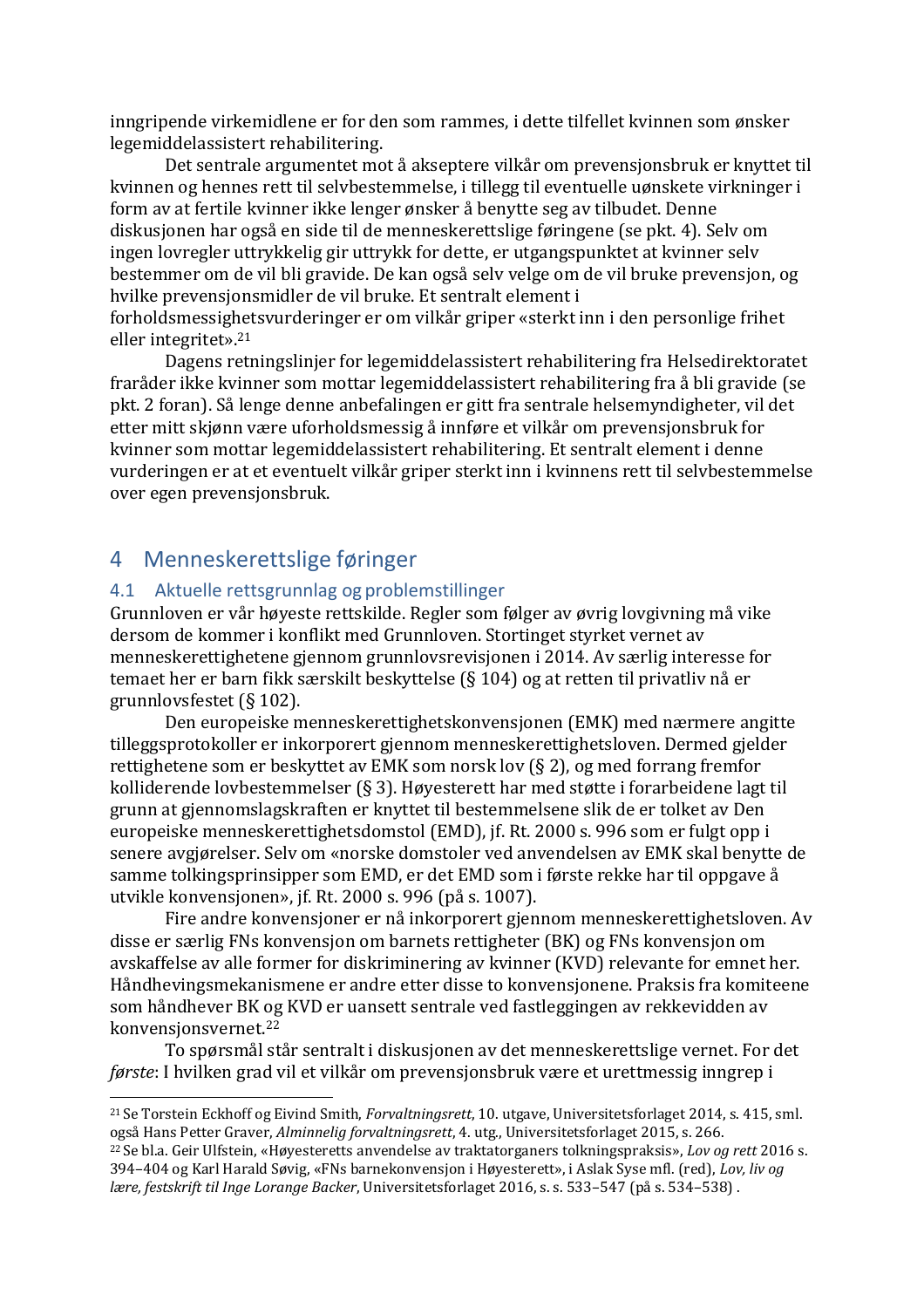inngripende virkemidlene er for den som rammes, i dette tilfellet kvinnen som ønsker legemiddelassistert rehabilitering.

Det sentrale argumentet mot å akseptere vilkår om prevensjonsbruk er knyttet til kvinnen og hennes rett til selvbestemmelse, i tillegg til eventuelle uønskete virkninger i form av at fertile kvinner ikke lenger ønsker å benytte seg av tilbudet. Denne diskusjonen har også en side til de menneskerettslige føringene (se pkt. 4). Selv om ingen lovregler uttrykkelig gir uttrykk for dette, er utgangspunktet at kvinner selv bestemmer om de vil bli gravide. De kan også selv velge om de vil bruke prevensjon, og hvilke prevensjonsmidler de vil bruke. Et sentralt element i forholdsmessighetsvurderinger er om vilkår griper «sterkt inn i den personlige frihet eller integritet».[21]

Dagens retningslinjer for legemiddelassistert rehabilitering fra Helsedirektoratet fraråder ikke kvinner som mottar legemiddelassistert rehabilitering fra å bli gravide (se pkt. 2 foran). Så lenge denne anbefalingen er gitt fra sentrale helsemyndigheter, vil det etter mitt skjønn være uforholdsmessig å innføre et vilkår om prevensjonsbruk for kvinner som mottar legemiddelassistert rehabilitering. Et sentralt element i denne vurderingen er at et eventuelt vilkår griper sterkt inn i kvinnens rett til selvbestemmelse over egen prevensjonsbruk.

# 4 Menneskerettslige føringer

## 4.1 Aktuelle rettsgrunnlag og problemstillinger

Grunnloven er vår høyeste rettskilde. Regler som følger av øvrig lovgivning må vike dersom de kommer i konflikt med Grunnloven. Stortinget styrket vernet av menneskerettighetene gjennom grunnlovsrevisjonen i 2014. Av særlig interesse for temaet her er barn fikk særskilt beskyttelse (§ 104) og at retten til privatliv nå er grunnlovsfestet (§ 102).

Den europeiske menneskerettighetskonvensjonen (EMK) med nærmere angitte tilleggsprotokoller er inkorporert gjennom menneskerettighetsloven. Dermed gjelder rettighetene som er beskyttet av EMK som norsk lov (§ 2), og med forrang fremfor kolliderende lovbestemmelser (§ 3). Høyesterett har med støtte i forarbeidene lagt til grunn at gjennomslagskraften er knyttet til bestemmelsene slik de er tolket av Den europeiske menneskerettighetsdomstol (EMD), jf. Rt. 2000 s. 996 som er fulgt opp i senere avgjørelser. Selv om «norske domstoler ved anvendelsen av EMK skal benytte de samme tolkingsprinsipper som EMD, er det EMD som i første rekke har til oppgave å utvikle konvensjonen», jf. Rt. 2000 s. 996 (på s. 1007).

Fire andre konvensjoner er nå inkorporert gjennom menneskerettighetsloven. Av disse er særlig FNs konvensjon om barnets rettigheter (BK) og FNs konvensjon om avskaffelse av alle former for diskriminering av kvinner (KVD) relevante for emnet her. Håndhevingsmekanismene er andre etter disse to konvensjonene. Praksis fra komiteene som håndhever BK og KVD er uansett sentrale ved fastleggingen av rekkevidden av konvensjonsvernet.[22]

To spørsmål står sentralt i diskusjonen av det menneskerettslige vernet. For det *første*: I hvilken grad vil et vilkår om prevensjonsbruk være et urettmessig inngrep i

---

[21] Se Torstein Eckhoff og Eivind Smith, *Forvaltningsrett*, 10. utgave, Universitetsforlaget 2014, s. 415, sml. også Hans Petter Graver, *Alminnelig forvaltningsrett*, 4. utg., Universitetsforlaget 2015, s. 266.

[22] Se bl.a. Geir Ulfstein, «Høyesteretts anvendelse av traktatorganers tolkningspraksis», *Lov og rett* 2016 s. 394–404 og Karl Harald Søvig, «FNs barnekonvensjon i Høyesterett», i Aslak Syse mfl. (red), *Lov, liv og lære, festskrift til Inge Lorange Backer*, Universitetsforlaget 2016, s. s. 533–547 (på s. 534–538) .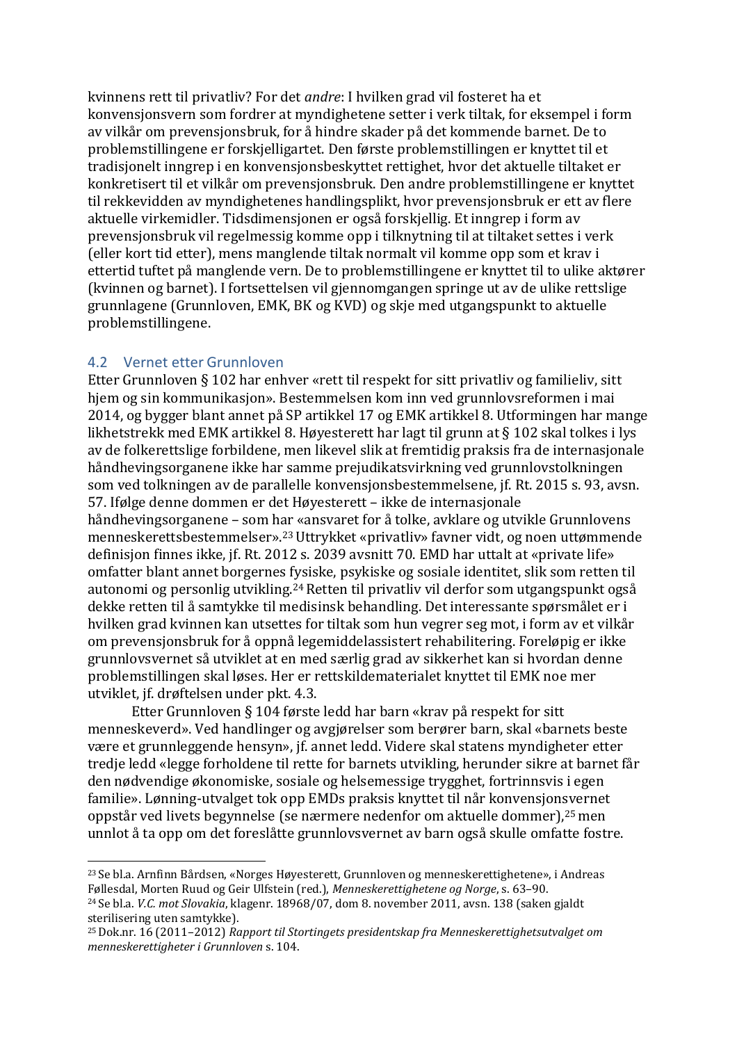kvinnens rett til privatliv? For det *andre*: I hvilken grad vil fosteret ha et konvensjonsvern som fordrer at myndighetene setter i verk tiltak, for eksempel i form av vilkår om prevensjonsbruk, for å hindre skader på det kommende barnet. De to problemstillingene er forskjelligartet. Den første problemstillingen er knyttet til et tradisjonelt inngrep i en konvensjonsbeskyttet rettighet, hvor det aktuelle tiltaket er konkretisert til et vilkår om prevensjonsbruk. Den andre problemstillingene er knyttet til rekkevidden av myndighetenes handlingsplikt, hvor prevensjonsbruk er ett av flere aktuelle virkemidler. Tidsdimensjonen er også forskjellig. Et inngrep i form av prevensjonsbruk vil regelmessig komme opp i tilknytning til at tiltaket settes i verk (eller kort tid etter), mens manglende tiltak normalt vil komme opp som et krav i ettertid tuftet på manglende vern. De to problemstillingene er knyttet til to ulike aktører (kvinnen og barnet). I fortsettelsen vil gjennomgangen springe ut av de ulike rettslige grunnlagene (Grunnloven, EMK, BK og KVD) og skje med utgangspunkt to aktuelle problemstillingene.

## 4.2 Vernet etter Grunnloven

Etter Grunnloven § 102 har enhver «rett til respekt for sitt privatliv og familieliv, sitt hjem og sin kommunikasjon». Bestemmelsen kom inn ved grunnlovsreformen i mai 2014, og bygger blant annet på SP artikkel 17 og EMK artikkel 8. Utformingen har mange likhetstrekk med EMK artikkel 8. Høyesterett har lagt til grunn at § 102 skal tolkes i lys av de folkerettslige forbildene, men likevel slik at fremtidig praksis fra de internasjonale håndhevingsorganene ikke har samme prejudikatsvirkning ved grunnlovstolkningen som ved tolkningen av de parallelle konvensjonsbestemmelsene, jf. Rt. 2015 s. 93, avsn. 57. Ifølge denne dommen er det Høyesterett – ikke de internasjonale håndhevingsorganene – som har «ansvaret for å tolke, avklare og utvikle Grunnlovens menneskerettsbestemmelser».[23] Uttrykket «privatliv» favner vidt, og noen uttømmende definisjon finnes ikke, jf. Rt. 2012 s. 2039 avsnitt 70. EMD har uttalt at «private life» omfatter blant annet borgernes fysiske, psykiske og sosiale identitet, slik som retten til autonomi og personlig utvikling.[24] Retten til privatliv vil derfor som utgangspunkt også dekke retten til å samtykke til medisinsk behandling. Det interessante spørsmålet er i hvilken grad kvinnen kan utsettes for tiltak som hun vegrer seg mot, i form av et vilkår om prevensjonsbruk for å oppnå legemiddelassistert rehabilitering. Foreløpig er ikke grunnlovsvernet så utviklet at en med særlig grad av sikkerhet kan si hvordan denne problemstillingen skal løses. Her er rettskildematerialet knyttet til EMK noe mer utviklet, jf. drøftelsen under pkt. 4.3.

Etter Grunnloven § 104 første ledd har barn «krav på respekt for sitt menneskeverd». Ved handlinger og avgjørelser som berører barn, skal «barnets beste være et grunnleggende hensyn», jf. annet ledd. Videre skal statens myndigheter etter tredje ledd «legge forholdene til rette for barnets utvikling, herunder sikre at barnet får den nødvendige økonomiske, sosiale og helsemessige trygghet, fortrinnsvis i egen familie». Lønning-utvalget tok opp EMDs praksis knyttet til når konvensjonsvernet oppstår ved livets begynnelse (se nærmere nedenfor om aktuelle dommer),[25] men unnlot å ta opp om det foreslåtte grunnlovsvernet av barn også skulle omfatte fostre.

---

[23] Se bl.a. Arnfinn Bårdsen, «Norges Høyesterett, Grunnloven og menneskerettighetene», i Andreas Føllesdal, Morten Ruud og Geir Ulfstein (red.), *Menneskerettighetene og Norge*, s. 63–90.

[24] Se bl.a. *V.C. mot Slovakia*, klagenr. 18968/07, dom 8. november 2011, avsn. 138 (saken gjaldt sterilisering uten samtykke).

[25] Dok.nr. 16 (2011–2012) *Rapport til Stortingets presidentskap fra Menneskerettighetsutvalget om menneskerettigheter i Grunnloven* s. 104.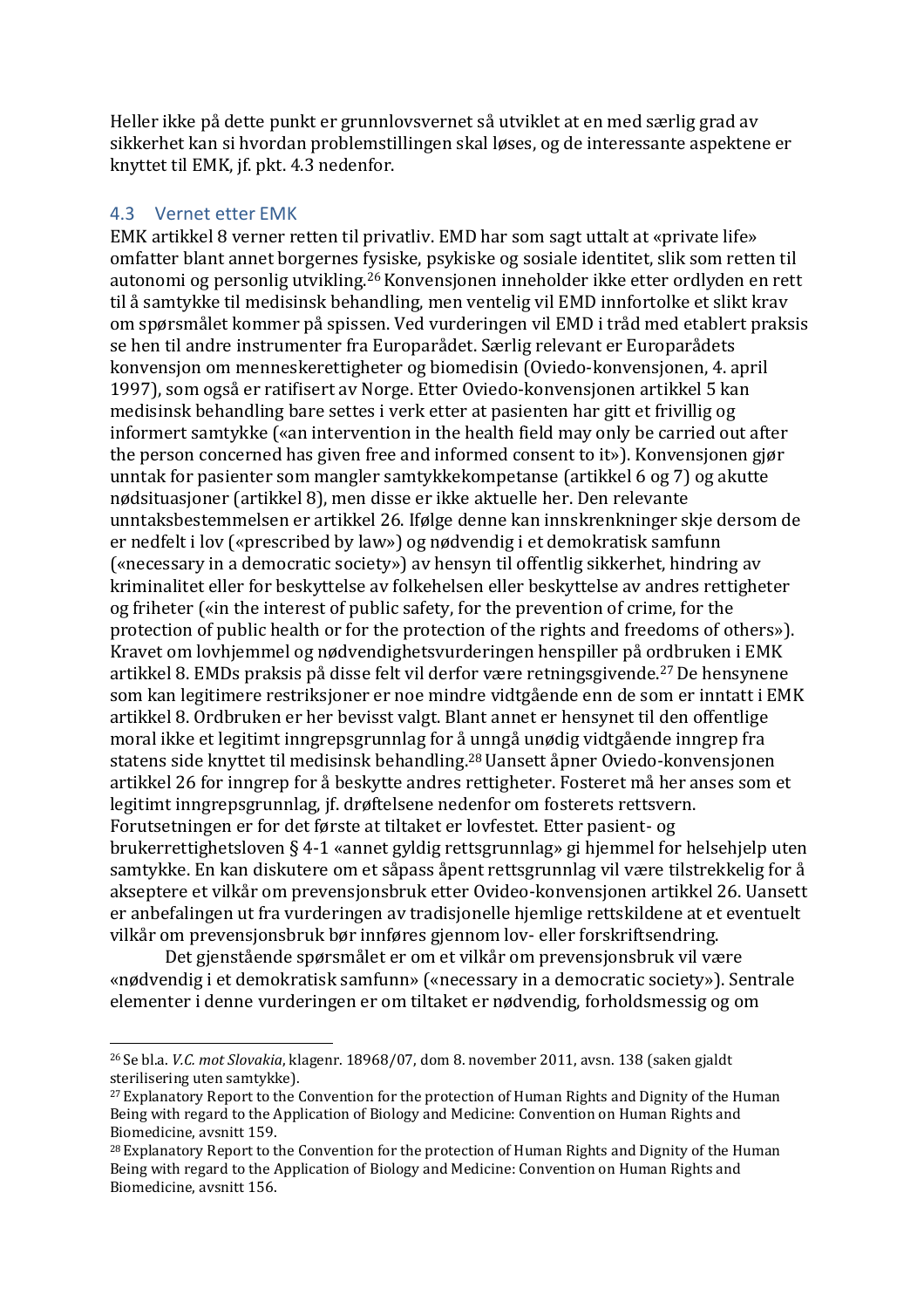Heller ikke på dette punkt er grunnlovsvernet så utviklet at en med særlig grad av sikkerhet kan si hvordan problemstillingen skal løses, og de interessante aspektene er knyttet til EMK, jf. pkt. 4.3 nedenfor.

## 4.3 Vernet etter EMK

EMK artikkel 8 verner retten til privatliv. EMD har som sagt uttalt at «private life» omfatter blant annet borgernes fysiske, psykiske og sosiale identitet, slik som retten til autonomi og personlig utvikling.[26] Konvensjonen inneholder ikke etter ordlyden en rett til å samtykke til medisinsk behandling, men ventelig vil EMD innfortolke et slikt krav om spørsmålet kommer på spissen. Ved vurderingen vil EMD i tråd med etablert praksis se hen til andre instrumenter fra Europarådet. Særlig relevant er Europarådets konvensjon om menneskerettigheter og biomedisin (Oviedo-konvensjonen, 4. april 1997), som også er ratifisert av Norge. Etter Oviedo-konvensjonen artikkel 5 kan medisinsk behandling bare settes i verk etter at pasienten har gitt et frivillig og informert samtykke («an intervention in the health field may only be carried out after the person concerned has given free and informed consent to it»). Konvensjonen gjør unntak for pasienter som mangler samtykkekompetanse (artikkel 6 og 7) og akutte nødsituasjoner (artikkel 8), men disse er ikke aktuelle her. Den relevante unntaksbestemmelsen er artikkel 26. Ifølge denne kan innskrenkninger skje dersom de er nedfelt i lov («prescribed by law») og nødvendig i et demokratisk samfunn («necessary in a democratic society») av hensyn til offentlig sikkerhet, hindring av kriminalitet eller for beskyttelse av folkehelsen eller beskyttelse av andres rettigheter og friheter («in the interest of public safety, for the prevention of crime, for the protection of public health or for the protection of the rights and freedoms of others»). Kravet om lovhjemmel og nødvendighetsvurderingen henspiller på ordbruken i EMK artikkel 8. EMDs praksis på disse felt vil derfor være retningsgivende.[27] De hensynene som kan legitimere restriksjoner er noe mindre vidtgående enn de som er inntatt i EMK artikkel 8. Ordbruken er her bevisst valgt. Blant annet er hensynet til den offentlige moral ikke et legitimt inngrepsgrunnlag for å unngå unødig vidtgående inngrep fra statens side knyttet til medisinsk behandling.[28] Uansett åpner Oviedo-konvensjonen artikkel 26 for inngrep for å beskytte andres rettigheter. Fosteret må her anses som et legitimt inngrepsgrunnlag, jf. drøftelsene nedenfor om fosterets rettsvern. Forutsetningen er for det første at tiltaket er lovfestet. Etter pasient- og brukerrettighetsloven § 4-1 «annet gyldig rettsgrunnlag» gi hjemmel for helsehjelp uten samtykke. En kan diskutere om et såpass åpent rettsgrunnlag vil være tilstrekkelig for å akseptere et vilkår om prevensjonsbruk etter Ovideo-konvensjonen artikkel 26. Uansett er anbefalingen ut fra vurderingen av tradisjonelle hjemlige rettskildene at et eventuelt vilkår om prevensjonsbruk bør innføres gjennom lov- eller forskriftsendring.

Det gjenstående spørsmålet er om et vilkår om prevensjonsbruk vil være «nødvendig i et demokratisk samfunn» («necessary in a democratic society»). Sentrale elementer i denne vurderingen er om tiltaket er nødvendig, forholdsmessig og om

---

[26] Se bl.a. *V.C. mot Slovakia*, klagenr. 18968/07, dom 8. november 2011, avsn. 138 (saken gjaldt sterilisering uten samtykke).

[27] Explanatory Report to the Convention for the protection of Human Rights and Dignity of the Human Being with regard to the Application of Biology and Medicine: Convention on Human Rights and Biomedicine, avsnitt 159.

[28] Explanatory Report to the Convention for the protection of Human Rights and Dignity of the Human Being with regard to the Application of Biology and Medicine: Convention on Human Rights and Biomedicine, avsnitt 156.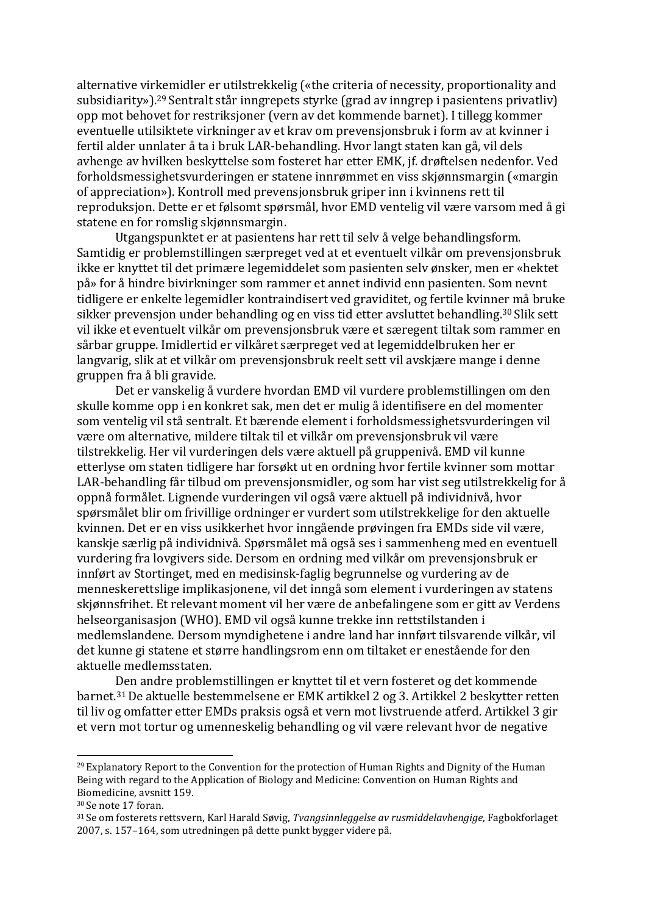alternative virkemidler er utilstrekkelig («the criteria of necessity, proportionality and subsidiarity»).[29] Sentralt står inngrepets styrke (grad av inngrep i pasientens privatliv) opp mot behovet for restriksjoner (vern av det kommende barnet). I tillegg kommer eventuelle utilsiktete virkninger av et krav om prevensjonsbruk i form av at kvinner i fertil alder unnlater å ta i bruk LAR-behandling. Hvor langt staten kan gå, vil dels avhenge av hvilken beskyttelse som fosteret har etter EMK, jf. drøftelsen nedenfor. Ved forholdsmessighetsvurderingen er statene innrømmet en viss skjønnsmargin («margin of appreciation»). Kontroll med prevensjonsbruk griper inn i kvinnens rett til reproduksjon. Dette er et følsomt spørsmål, hvor EMD ventelig vil være varsom med å gi statene en for romslig skjønnsmargin.

Utgangspunktet er at pasientens har rett til selv å velge behandlingsform. Samtidig er problemstillingen særpreget ved at et eventuelt vilkår om prevensjonsbruk ikke er knyttet til det primære legemiddelet som pasienten selv ønsker, men er «hektet på» for å hindre bivirkninger som rammer et annet individ enn pasienten. Som nevnt tidligere er enkelte legemidler kontraindisert ved graviditet, og fertile kvinner må bruke sikker prevensjon under behandling og en viss tid etter avsluttet behandling.[30] Slik sett vil ikke et eventuelt vilkår om prevensjonsbruk være et særegent tiltak som rammer en sårbar gruppe. Imidlertid er vilkåret særpreget ved at legemiddelbruken her er langvarig, slik at et vilkår om prevensjonsbruk reelt sett vil avskjære mange i denne gruppen fra å bli gravide.

Det er vanskelig å vurdere hvordan EMD vil vurdere problemstillingen om den skulle komme opp i en konkret sak, men det er mulig å identifisere en del momenter som ventelig vil stå sentralt. Et bærende element i forholdsmessighetsvurderingen vil være om alternative, mildere tiltak til et vilkår om prevensjonsbruk vil være tilstrekkelig. Her vil vurderingen dels være aktuell på gruppenivå. EMD vil kunne etterlyse om staten tidligere har forsøkt ut en ordning hvor fertile kvinner som mottar LAR-behandling får tilbud om prevensjonsmidler, og som har vist seg utilstrekkelig for å oppnå formålet. Lignende vurderingen vil også være aktuell på individnivå, hvor spørsmålet blir om frivillige ordninger er vurdert som utilstrekkelige for den aktuelle kvinnen. Det er en viss usikkerhet hvor inngående prøvingen fra EMDs side vil være, kanskje særlig på individnivå. Spørsmålet må også ses i sammenheng med en eventuell vurdering fra lovgivers side. Dersom en ordning med vilkår om prevensjonsbruk er innført av Stortinget, med en medisinsk-faglig begrunnelse og vurdering av de menneskerettslige implikasjonene, vil det inngå som element i vurderingen av statens skjønnsfrihet. Et relevant moment vil her være de anbefalingene som er gitt av Verdens helseorganisasjon (WHO). EMD vil også kunne trekke inn rettstilstanden i medlemslandene. Dersom myndighetene i andre land har innført tilsvarende vilkår, vil det kunne gi statene et større handlingsrom enn om tiltaket er enestående for den aktuelle medlemsstaten.

Den andre problemstillingen er knyttet til et vern fosteret og det kommende barnet.[31] De aktuelle bestemmelsene er EMK artikkel 2 og 3. Artikkel 2 beskytter retten til liv og omfatter etter EMDs praksis også et vern mot livstruende atferd. Artikkel 3 gir et vern mot tortur og umenneskelig behandling og vil være relevant hvor de negative

---

[29] Explanatory Report to the Convention for the protection of Human Rights and Dignity of the Human Being with regard to the Application of Biology and Medicine: Convention on Human Rights and Biomedicine, avsnitt 159.

[30] Se note 17 foran.

[31] Se om fosterets rettsvern, Karl Harald Søvig, *Tvangsinnleggelse av rusmiddelavhengige*, Fagbokforlaget 2007, s. 157–164, som utredningen på dette punkt bygger videre på.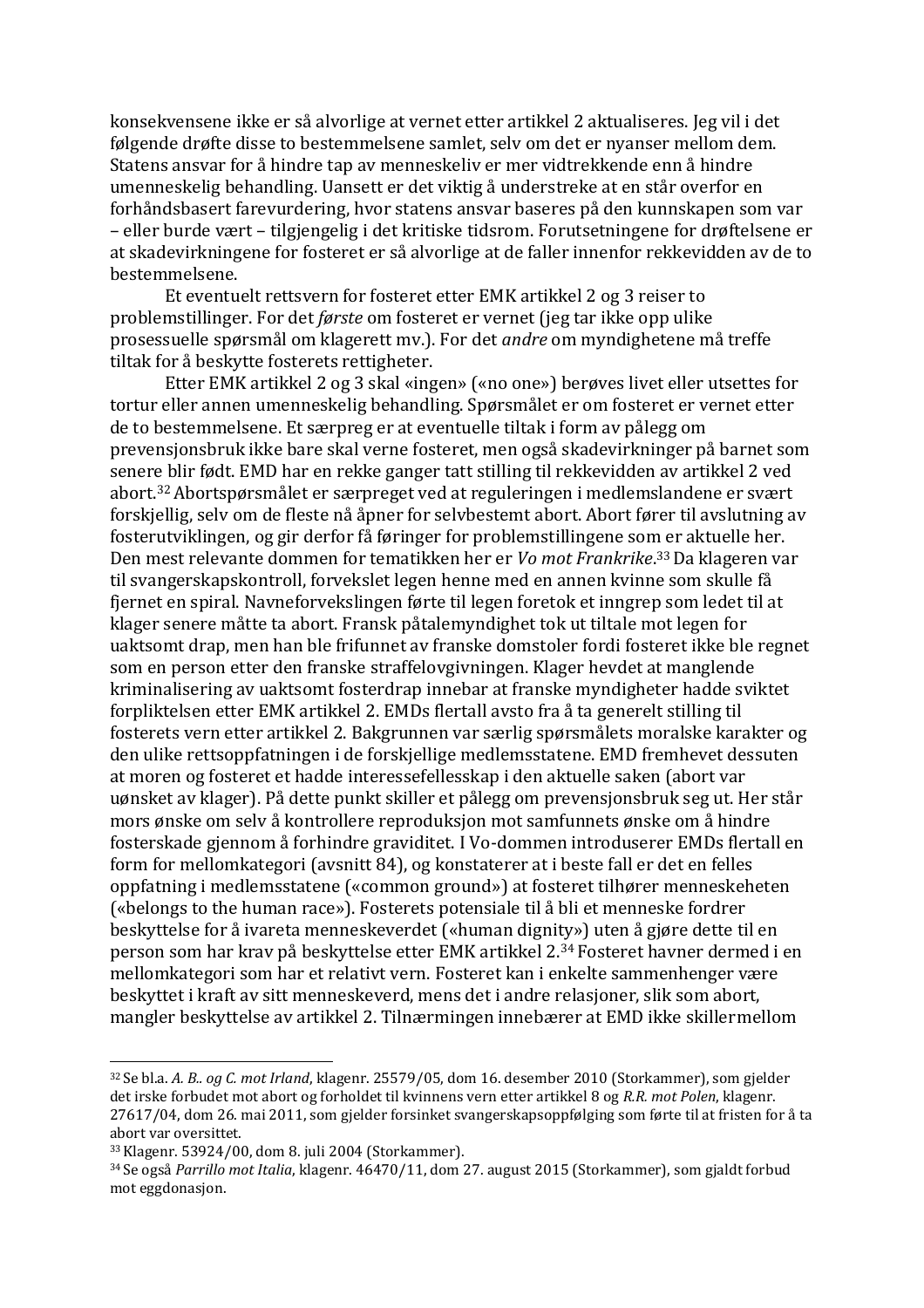konsekvensene ikke er så alvorlige at vernet etter artikkel 2 aktualiseres. Jeg vil i det følgende drøfte disse to bestemmelsene samlet, selv om det er nyanser mellom dem. Statens ansvar for å hindre tap av menneskeliv er mer vidtrekkende enn å hindre umenneskelig behandling. Uansett er det viktig å understreke at en står overfor en forhåndsbasert farevurdering, hvor statens ansvar baseres på den kunnskapen som var – eller burde vært – tilgjengelig i det kritiske tidsrom. Forutsetningene for drøftelsene er at skadevirkningene for fosteret er så alvorlige at de faller innenfor rekkevidden av de to bestemmelsene.

Et eventuelt rettsvern for fosteret etter EMK artikkel 2 og 3 reiser to problemstillinger. For det *første* om fosteret er vernet (jeg tar ikke opp ulike prosessuelle spørsmål om klagerett mv.). For det *andre* om myndighetene må treffe tiltak for å beskytte fosterets rettigheter.

Etter EMK artikkel 2 og 3 skal «ingen» («no one») berøves livet eller utsettes for tortur eller annen umenneskelig behandling. Spørsmålet er om fosteret er vernet etter de to bestemmelsene. Et særpreg er at eventuelle tiltak i form av pålegg om prevensjonsbruk ikke bare skal verne fosteret, men også skadevirkninger på barnet som senere blir født. EMD har en rekke ganger tatt stilling til rekkevidden av artikkel 2 ved abort.[32] Abortspørsmålet er særpreget ved at reguleringen i medlemslandene er svært forskjellig, selv om de fleste nå åpner for selvbestemt abort. Abort fører til avslutning av fosterutviklingen, og gir derfor få føringer for problemstillingene som er aktuelle her. Den mest relevante dommen for tematikken her er *Vo mot Frankrike*.[33] Da klageren var til svangerskapskontroll, forvekslet legen henne med en annen kvinne som skulle få fjernet en spiral. Navneforvekslingen førte til legen foretok et inngrep som ledet til at klager senere måtte ta abort. Fransk påtalemyndighet tok ut tiltale mot legen for uaktsomt drap, men han ble frifunnet av franske domstoler fordi fosteret ikke ble regnet som en person etter den franske straffelovgivningen. Klager hevdet at manglende kriminalisering av uaktsomt fosterdrap innebar at franske myndigheter hadde sviktet forpliktelsen etter EMK artikkel 2. EMDs flertall avsto fra å ta generelt stilling til fosterets vern etter artikkel 2. Bakgrunnen var særlig spørsmålets moralske karakter og den ulike rettsoppfatningen i de forskjellige medlemsstatene. EMD fremhevet dessuten at moren og fosteret et hadde interessefellesskap i den aktuelle saken (abort var uønsket av klager). På dette punkt skiller et pålegg om prevensjonsbruk seg ut. Her står mors ønske om selv å kontrollere reproduksjon mot samfunnets ønske om å hindre fosterskade gjennom å forhindre graviditet. I Vo-dommen introduserer EMDs flertall en form for mellomkategori (avsnitt 84), og konstaterer at i beste fall er det en felles oppfatning i medlemsstatene («common ground») at fosteret tilhører menneskeheten («belongs to the human race»). Fosterets potensiale til å bli et menneske fordrer beskyttelse for å ivareta menneskeverdet («human dignity») uten å gjøre dette til en person som har krav på beskyttelse etter EMK artikkel 2.[34] Fosteret havner dermed i en mellomkategori som har et relativt vern. Fosteret kan i enkelte sammenhenger være beskyttet i kraft av sitt menneskeverd, mens det i andre relasjoner, slik som abort, mangler beskyttelse av artikkel 2. Tilnærmingen innebærer at EMD ikke skillermellom

---

[32] Se bl.a. *A. B.. og C. mot Irland*, klagenr. 25579/05, dom 16. desember 2010 (Storkammer), som gjelder det irske forbudet mot abort og forholdet til kvinnens vern etter artikkel 8 og *R.R. mot Polen*, klagenr. 27617/04, dom 26. mai 2011, som gjelder forsinket svangerskapsoppfølging som førte til at fristen for å ta abort var oversittet.

[33] Klagenr. 53924/00, dom 8. juli 2004 (Storkammer).

[34] Se også *Parrillo mot Italia*, klagenr. 46470/11, dom 27. august 2015 (Storkammer), som gjaldt forbud mot eggdonasjon.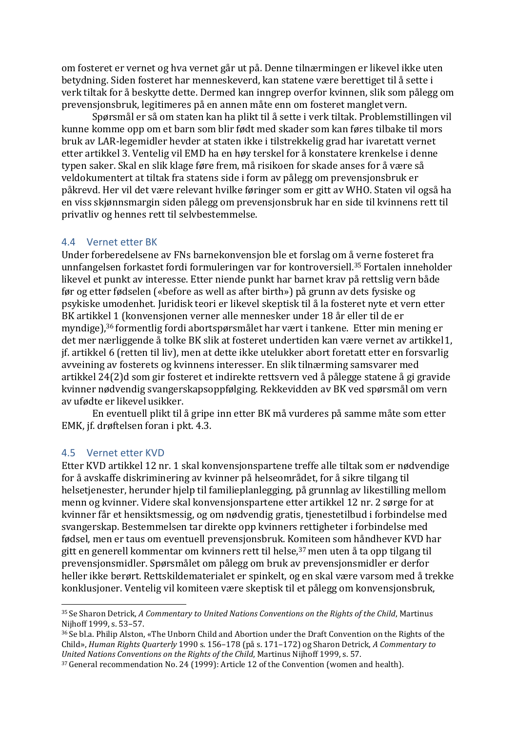om fosteret er vernet og hva vernet går ut på. Denne tilnærmingen er likevel ikke uten betydning. Siden fosteret har menneskeverd, kan statene være berettiget til å sette i verk tiltak for å beskytte dette. Dermed kan inngrep overfor kvinnen, slik som pålegg om prevensjonsbruk, legitimeres på en annen måte enn om fosteret manglet vern.

Spørsmål er så om staten kan ha plikt til å sette i verk tiltak. Problemstillingen vil kunne komme opp om et barn som blir født med skader som kan føres tilbake til mors bruk av LAR-legemidler hevder at staten ikke i tilstrekkelig grad har ivaretatt vernet etter artikkel 3. Ventelig vil EMD ha en høy terskel for å konstatere krenkelse i denne typen saker. Skal en slik klage føre frem, må risikoen for skade anses for å være så veldokumentert at tiltak fra statens side i form av pålegg om prevensjonsbruk er påkrevd. Her vil det være relevant hvilke føringer som er gitt av WHO. Staten vil også ha en viss skjønnsmargin siden pålegg om prevensjonsbruk har en side til kvinnens rett til privatliv og hennes rett til selvbestemmelse.

## 4.4 Vernet etter BK

Under forberedelsene av FNs barnekonvensjon ble et forslag om å verne fosteret fra unnfangelsen forkastet fordi formuleringen var for kontroversiell.[35] Fortalen inneholder likevel et punkt av interesse. Etter niende punkt har barnet krav på rettslig vern både før og etter fødselen («before as well as after birth») på grunn av dets fysiske og psykiske umodenhet. Juridisk teori er likevel skeptisk til å la fosteret nyte et vern etter BK artikkel 1 (konvensjonen verner alle mennesker under 18 år eller til de er myndige),[36] formentlig fordi abortspørsmålet har vært i tankene. Etter min mening er det mer nærliggende å tolke BK slik at fosteret undertiden kan være vernet av artikkel 1, jf. artikkel 6 (retten til liv), men at dette ikke utelukker abort foretatt etter en forsvarlig avveining av fosterets og kvinnens interesser. En slik tilnærming samsvarer med artikkel 24(2)d som gir fosteret et indirekte rettsvern ved å pålegge statene å gi gravide kvinner nødvendig svangerskapsoppfølging. Rekkevidden av BK ved spørsmål om vern av ufødte er likevel usikker.

En eventuell plikt til å gripe inn etter BK må vurderes på samme måte som etter EMK, jf. drøftelsen foran i pkt. 4.3.

## 4.5 Vernet etter KVD

Etter KVD artikkel 12 nr. 1 skal konvensjonspartene treffe alle tiltak som er nødvendige for å avskaffe diskriminering av kvinner på helseområdet, for å sikre tilgang til helsetjenester, herunder hjelp til familieplanlegging, på grunnlag av likestilling mellom menn og kvinner. Videre skal konvensjonspartene etter artikkel 12 nr. 2 sørge for at kvinner får et hensiktsmessig, og om nødvendig gratis, tjenestetilbud i forbindelse med svangerskap. Bestemmelsen tar direkte opp kvinners rettigheter i forbindelse med fødsel, men er taus om eventuell prevensjonsbruk. Komiteen som håndhever KVD har gitt en generell kommentar om kvinners rett til helse,[37] men uten å ta opp tilgang til prevensjonsmidler. Spørsmålet om pålegg om bruk av prevensjonsmidler er derfor heller ikke berørt. Rettskildematerialet er spinkelt, og en skal være varsom med å trekke konklusjoner. Ventelig vil komiteen være skeptisk til et pålegg om konvensjonsbruk,

---

[35] Se Sharon Detrick, *A Commentary to United Nations Conventions on the Rights of the Child*, Martinus Nijhoff 1999, s. 53–57.

[36] Se bl.a. Philip Alston, «The Unborn Child and Abortion under the Draft Convention on the Rights of the Child», *Human Rights Quarterly* 1990 s. 156–178 (på s. 171–172) og Sharon Detrick, *A Commentary to United Nations Conventions on the Rights of the Child*, Martinus Nijhoff 1999, s. 57.

[37] General recommendation No. 24 (1999): Article 12 of the Convention (women and health).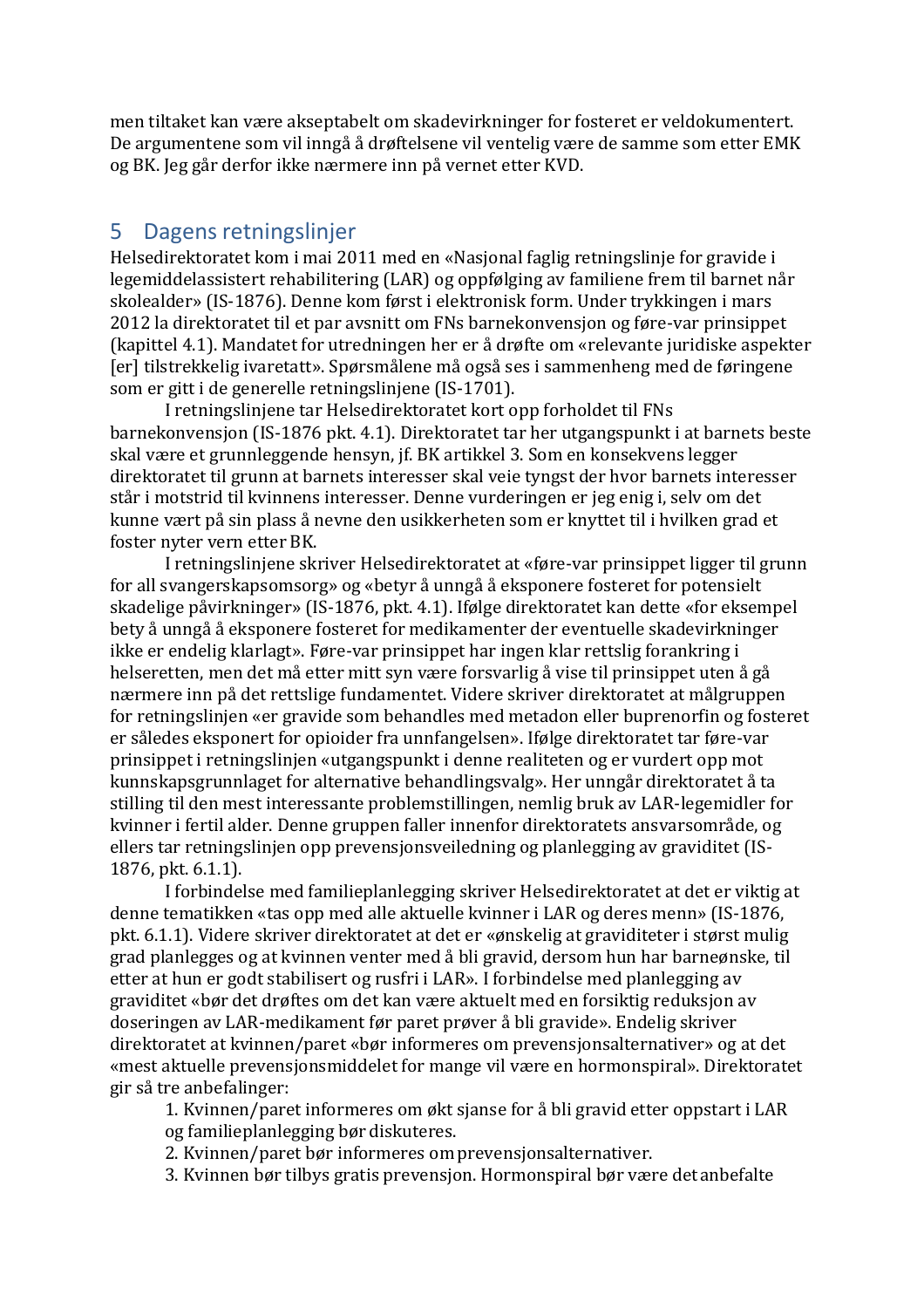men tiltaket kan være akseptabelt om skadevirkninger for fosteret er veldokumentert. De argumentene som vil inngå å drøftelsene vil ventelig være de samme som etter EMK og BK. Jeg går derfor ikke nærmere inn på vernet etter KVD.

## 5 Dagens retningslinjer

Helsedirektoratet kom i mai 2011 med en «Nasjonal faglig retningslinje for gravide i legemiddelassistert rehabilitering (LAR) og oppfølging av familiene frem til barnet når skolealder» (IS-1876). Denne kom først i elektronisk form. Under trykkingen i mars 2012 la direktoratet til et par avsnitt om FNs barnekonvensjon og føre-var prinsippet (kapittel 4.1). Mandatet for utredningen her er å drøfte om «relevante juridiske aspekter [er] tilstrekkelig ivaretatt». Spørsmålene må også ses i sammenheng med de føringene som er gitt i de generelle retningslinjene (IS-1701).

I retningslinjene tar Helsedirektoratet kort opp forholdet til FNs barnekonvensjon (IS-1876 pkt. 4.1). Direktoratet tar her utgangspunkt i at barnets beste skal være et grunnleggende hensyn, jf. BK artikkel 3. Som en konsekvens legger direktoratet til grunn at barnets interesser skal veie tyngst der hvor barnets interesser står i motstrid til kvinnens interesser. Denne vurderingen er jeg enig i, selv om det kunne vært på sin plass å nevne den usikkerheten som er knyttet til i hvilken grad et foster nyter vern etter BK.

I retningslinjene skriver Helsedirektoratet at «føre-var prinsippet ligger til grunn for all svangerskapsomsorg» og «betyr å unngå å eksponere fosteret for potensielt skadelige påvirkninger» (IS-1876, pkt. 4.1). Ifølge direktoratet kan dette «for eksempel bety å unngå å eksponere fosteret for medikamenter der eventuelle skadevirkninger ikke er endelig klarlagt». Føre-var prinsippet har ingen klar rettslig forankring i helseretten, men det må etter mitt syn være forsvarlig å vise til prinsippet uten å gå nærmere inn på det rettslige fundamentet. Videre skriver direktoratet at målgruppen for retningslinjen «er gravide som behandles med metadon eller buprenorfin og fosteret er således eksponert for opioider fra unnfangelsen». Ifølge direktoratet tar føre-var prinsippet i retningslinjen «utgangspunkt i denne realiteten og er vurdert opp mot kunnskapsgrunnlaget for alternative behandlingsvalg». Her unngår direktoratet å ta stilling til den mest interessante problemstillingen, nemlig bruk av LAR-legemidler for kvinner i fertil alder. Denne gruppen faller innenfor direktoratets ansvarsområde, og ellers tar retningslinjen opp prevensjonsveiledning og planlegging av graviditet (IS-1876, pkt. 6.1.1).

I forbindelse med familieplanlegging skriver Helsedirektoratet at det er viktig at denne tematikken «tas opp med alle aktuelle kvinner i LAR og deres menn» (IS-1876, pkt. 6.1.1). Videre skriver direktoratet at det er «ønskelig at graviditeter i størst mulig grad planlegges og at kvinnen venter med å bli gravid, dersom hun har barneønske, til etter at hun er godt stabilisert og rusfri i LAR». I forbindelse med planlegging av graviditet «bør det drøftes om det kan være aktuelt med en forsiktig reduksjon av doseringen av LAR-medikament før paret prøver å bli gravide». Endelig skriver direktoratet at kvinnen/paret «bør informeres om prevensjonsalternativer» og at det «mest aktuelle prevensjonsmiddelet for mange vil være en hormonspiral». Direktoratet gir så tre anbefalinger:

1. Kvinnen/paret informeres om økt sjanse for å bli gravid etter oppstart i LAR og familieplanlegging bør diskuteres.
2. Kvinnen/paret bør informeres om prevensjonsalternativer.
3. Kvinnen bør tilbys gratis prevensjon. Hormonspiral bør være det anbefalte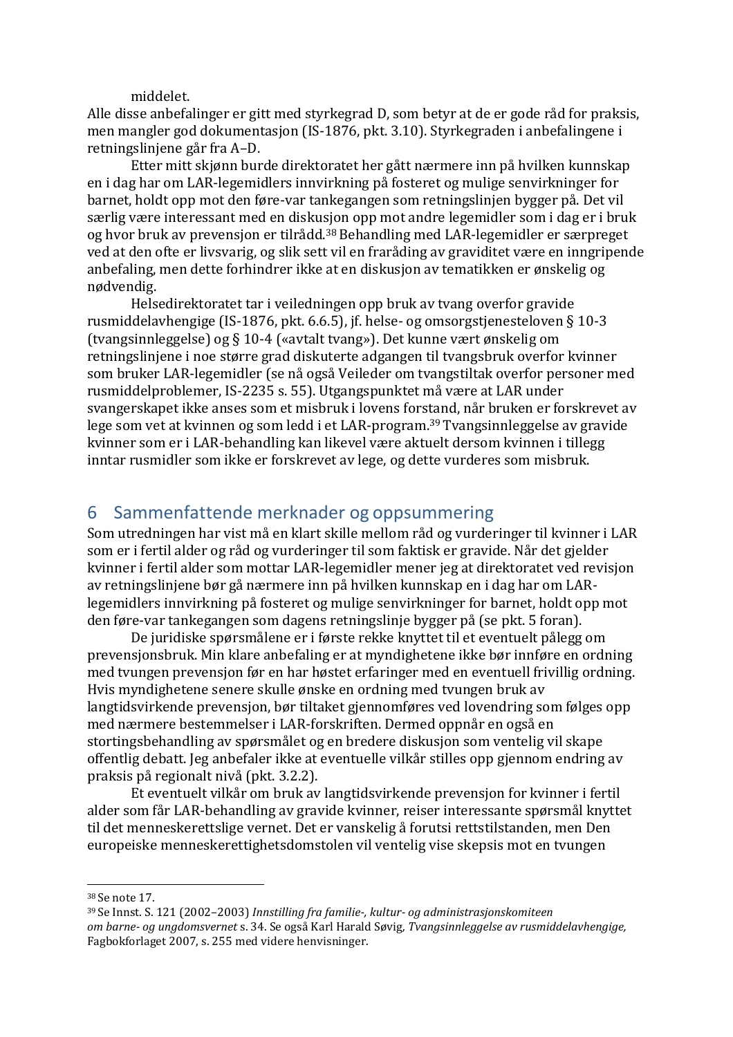middelet.

Alle disse anbefalinger er gitt med styrkegrad D, som betyr at de er gode råd for praksis, men mangler god dokumentasjon (IS-1876, pkt. 3.10). Styrkegraden i anbefalingene i retningslinjene går fra A–D.

Etter mitt skjønn burde direktoratet her gått nærmere inn på hvilken kunnskap en i dag har om LAR-legemidlers innvirkning på fosteret og mulige senvirkninger for barnet, holdt opp mot den føre-var tankegangen som retningslinjen bygger på. Det vil særlig være interessant med en diskusjon opp mot andre legemidler som i dag er i bruk og hvor bruk av prevensjon er tilrådd.[38] Behandling med LAR-legemidler er særpreget ved at den ofte er livsvarig, og slik sett vil en frarådning av graviditet være en inngripende anbefaling, men dette forhindrer ikke at en diskusjon av tematikken er ønskelig og nødvendig.

Helsedirektoratet tar i veiledningen opp bruk av tvang overfor gravide rusmiddelavhengige (IS-1876, pkt. 6.6.5), jf. helse- og omsorgstjenesteloven § 10-3 (tvangsinnleggelse) og § 10-4 («avtalt tvang»). Det kunne vært ønskelig om retningslinjene i noe større grad diskuterte adgangen til tvangsbruk overfor kvinner som bruker LAR-legemidler (se nå også Veileder om tvangstiltak overfor personer med rusmiddelproblemer, IS-2235 s. 55). Utgangspunktet må være at LAR under svangerskapet ikke anses som et misbruk i lovens forstand, når bruken er forskrevet av lege som vet at kvinnen og som ledd i et LAR-program.[39] Tvangsinnleggelse av gravide kvinner som er i LAR-behandling kan likevel være aktuelt dersom kvinnen i tillegg inntar rusmidler som ikke er forskrevet av lege, og dette vurderes som misbruk.

## 6 Sammenfattende merknader og oppsummering

Som utredningen har vist må en klart skille mellom råd og vurderinger til kvinner i LAR som er i fertil alder og råd og vurderinger til som faktisk er gravide. Når det gjelder kvinner i fertil alder som mottar LAR-legemidler mener jeg at direktoratet ved revisjon av retningslinjene bør gå nærmere inn på hvilken kunnskap en i dag har om LAR-legemidlers innvirkning på fosteret og mulige senvirkninger for barnet, holdt opp mot den føre-var tankegangen som dagens retningslinje bygger på (se pkt. 5 foran).

De juridiske spørsmålene er i første rekke knyttet til et eventuelt pålegg om prevensjonsbruk. Min klare anbefaling er at myndighetene ikke bør innføre en ordning med tvungen prevensjon før en har høstet erfaringer med en eventuell frivillig ordning. Hvis myndighetene senere skulle ønske en ordning med tvungen bruk av langtidsvirkende prevensjon, bør tiltaket gjennomføres ved lovendring som følges opp med nærmere bestemmelser i LAR-forskriften. Dermed oppnår en også en stortingsbehandling av spørsmålet og en bredere diskusjon som ventelig vil skape offentlig debatt. Jeg anbefaler ikke at eventuelle vilkår stilles opp gjennom endring av praksis på regionalt nivå (pkt. 3.2.2).

Et eventuelt vilkår om bruk av langtidsvirkende prevensjon for kvinner i fertil alder som får LAR-behandling av gravide kvinner, reiser interessante spørsmål knyttet til det menneskerettslige vernet. Det er vanskelig å forutsi rettstilstanden, men Den europeiske menneskerettighetsdomstolen vil ventelig vise skepsis mot en tvungen

---

[38] Se note 17.

[39] Se Innst. S. 121 (2002–2003) *Innstilling fra familie-, kultur- og administrasjonskomiteen om barne- og ungdomsvernet* s. 34. Se også Karl Harald Søvig, *Tvangsinnleggelse av rusmiddelavhengige,* Fagbokforlaget 2007, s. 255 med videre henvisninger.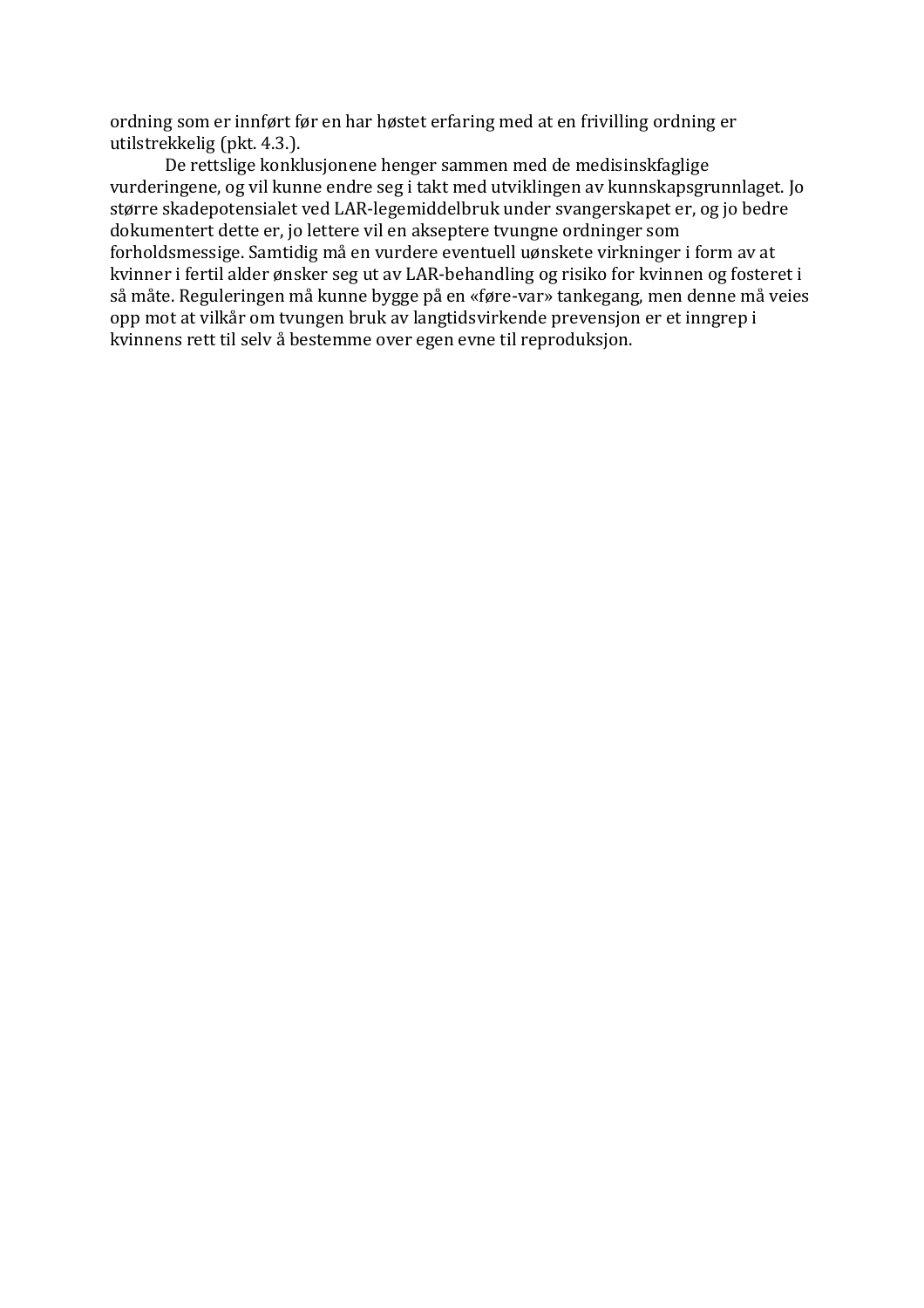ordning som er innført før en har høstet erfaring med at en frivilling ordning er utilstrekkelig (pkt. 4.3.).

De rettslige konklusjonene henger sammen med de medisinskfaglige vurderingene, og vil kunne endre seg i takt med utviklingen av kunnskapsgrunnlaget. Jo større skadepotensialet ved LAR-legemiddelbruk under svangerskapet er, og jo bedre dokumentert dette er, jo lettere vil en akseptere tvungne ordninger som forholdsmessige. Samtidig må en vurdere eventuell uønskete virkninger i form av at kvinner i fertil alder ønsker seg ut av LAR-behandling og risiko for kvinnen og fosteret i så måte. Reguleringen må kunne bygge på en «føre-var» tankegang, men denne må veies opp mot at vilkår om tvungen bruk av langtidsvirkende prevensjon er et inngrep i kvinnens rett til selv å bestemme over egen evne til reproduksjon.